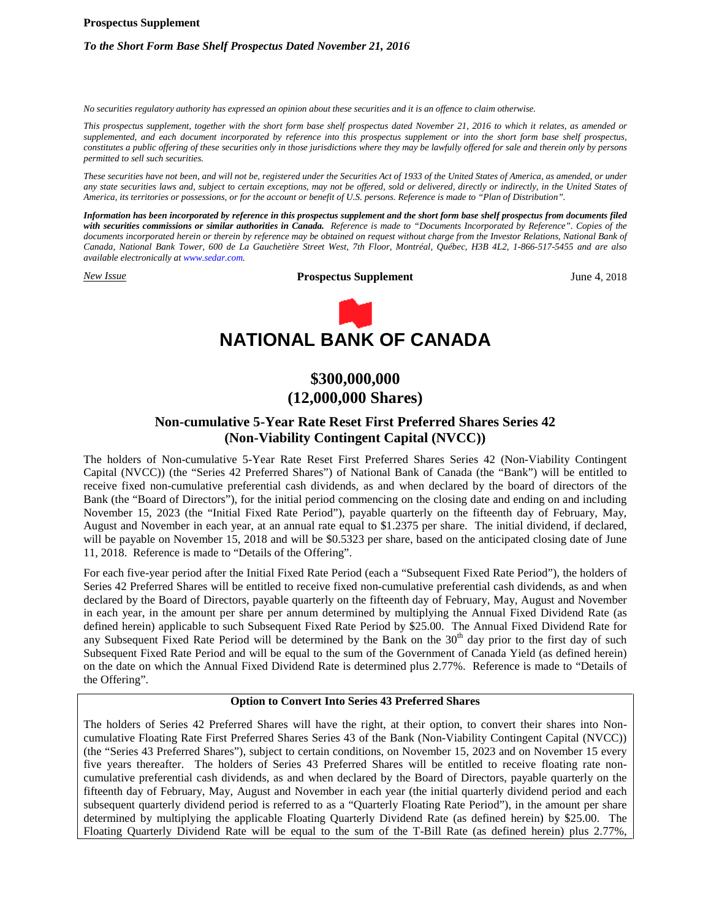**Prospectus Supplement**

***To the Short Form Base Shelf Prospectus Dated November 21, 2016***

*No securities regulatory authority has expressed an opinion about these securities and it is an offence to claim otherwise.*

*This prospectus supplement, together with the short form base shelf prospectus dated November 21, 2016 to which it relates, as amended or supplemented, and each document incorporated by reference into this prospectus supplement or into the short form base shelf prospectus, constitutes a public offering of these securities only in those jurisdictions where they may be lawfully offered for sale and therein only by persons permitted to sell such securities.*

*These securities have not been, and will not be, registered under the Securities Act of 1933 of the United States of America, as amended, or under any state securities laws and, subject to certain exceptions, may not be offered, sold or delivered, directly or indirectly, in the United States of America, its territories or possessions, or for the account or benefit of U.S. persons. Reference is made to "Plan of Distribution".*

***Information has been incorporated by reference in this prospectus supplement and the short form base shelf prospectus from documents filed with securities commissions or similar authorities in Canada.*** *Reference is made to "Documents Incorporated by Reference". Copies of the documents incorporated herein or therein by reference may be obtained on request without charge from the Investor Relations, National Bank of Canada, National Bank Tower, 600 de La Gauchetière Street West, 7th Floor, Montréal, Québec, H3B 4L2, 1-866-517-5455 and are also available electronically at www.sedar.com.*

*New Issue* | **Prospectus Supplement** | June 4, 2018

# NATIONAL BANK OF CANADA

## $300,000,000
## (12,000,000 Shares)

### Non-cumulative 5-Year Rate Reset First Preferred Shares Series 42 (Non-Viability Contingent Capital (NVCC))

The holders of Non-cumulative 5-Year Rate Reset First Preferred Shares Series 42 (Non-Viability Contingent Capital (NVCC)) (the "Series 42 Preferred Shares") of National Bank of Canada (the "Bank") will be entitled to receive fixed non-cumulative preferential cash dividends, as and when declared by the board of directors of the Bank (the "Board of Directors"), for the initial period commencing on the closing date and ending on and including November 15, 2023 (the "Initial Fixed Rate Period"), payable quarterly on the fifteenth day of February, May, August and November in each year, at an annual rate equal to $1.2375 per share. The initial dividend, if declared, will be payable on November 15, 2018 and will be $0.5323 per share, based on the anticipated closing date of June 11, 2018. Reference is made to "Details of the Offering".

For each five-year period after the Initial Fixed Rate Period (each a "Subsequent Fixed Rate Period"), the holders of Series 42 Preferred Shares will be entitled to receive fixed non-cumulative preferential cash dividends, as and when declared by the Board of Directors, payable quarterly on the fifteenth day of February, May, August and November in each year, in the amount per share per annum determined by multiplying the Annual Fixed Dividend Rate (as defined herein) applicable to such Subsequent Fixed Rate Period by $25.00. The Annual Fixed Dividend Rate for any Subsequent Fixed Rate Period will be determined by the Bank on the 30th day prior to the first day of such Subsequent Fixed Rate Period and will be equal to the sum of the Government of Canada Yield (as defined herein) on the date on which the Annual Fixed Dividend Rate is determined plus 2.77%. Reference is made to "Details of the Offering".

**Option to Convert Into Series 43 Preferred Shares**

The holders of Series 42 Preferred Shares will have the right, at their option, to convert their shares into Non-cumulative Floating Rate First Preferred Shares Series 43 of the Bank (Non-Viability Contingent Capital (NVCC)) (the "Series 43 Preferred Shares"), subject to certain conditions, on November 15, 2023 and on November 15 every five years thereafter. The holders of Series 43 Preferred Shares will be entitled to receive floating rate non-cumulative preferential cash dividends, as and when declared by the Board of Directors, payable quarterly on the fifteenth day of February, May, August and November in each year (the initial quarterly dividend period and each subsequent quarterly dividend period is referred to as a "Quarterly Floating Rate Period"), in the amount per share determined by multiplying the applicable Floating Quarterly Dividend Rate (as defined herein) by $25.00. The Floating Quarterly Dividend Rate will be equal to the sum of the T-Bill Rate (as defined herein) plus 2.77%,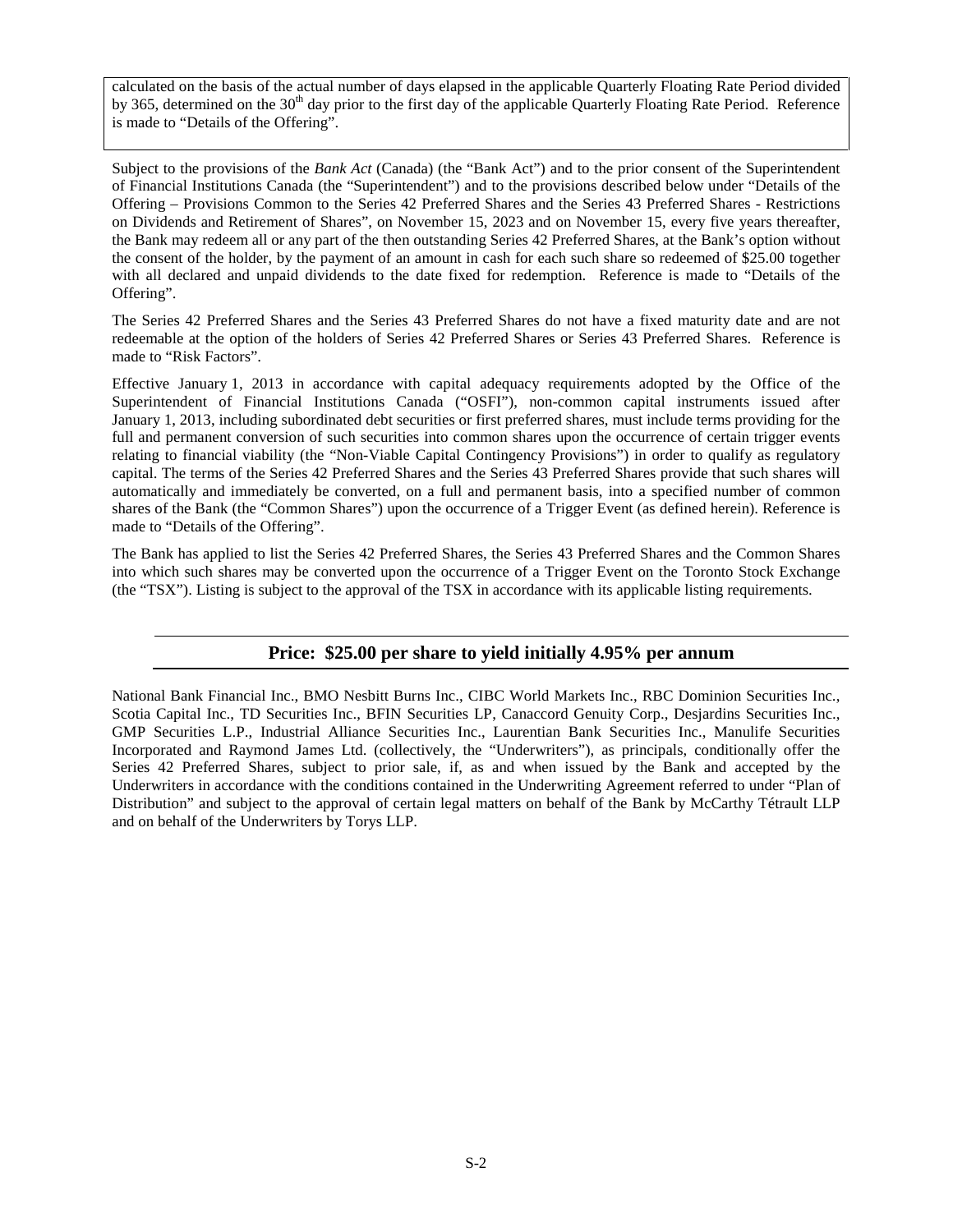calculated on the basis of the actual number of days elapsed in the applicable Quarterly Floating Rate Period divided by 365, determined on the 30th day prior to the first day of the applicable Quarterly Floating Rate Period. Reference is made to "Details of the Offering".

Subject to the provisions of the *Bank Act* (Canada) (the "Bank Act") and to the prior consent of the Superintendent of Financial Institutions Canada (the "Superintendent") and to the provisions described below under "Details of the Offering – Provisions Common to the Series 42 Preferred Shares and the Series 43 Preferred Shares - Restrictions on Dividends and Retirement of Shares", on November 15, 2023 and on November 15, every five years thereafter, the Bank may redeem all or any part of the then outstanding Series 42 Preferred Shares, at the Bank's option without the consent of the holder, by the payment of an amount in cash for each such share so redeemed of $25.00 together with all declared and unpaid dividends to the date fixed for redemption. Reference is made to "Details of the Offering".

The Series 42 Preferred Shares and the Series 43 Preferred Shares do not have a fixed maturity date and are not redeemable at the option of the holders of Series 42 Preferred Shares or Series 43 Preferred Shares. Reference is made to "Risk Factors".

Effective January 1, 2013 in accordance with capital adequacy requirements adopted by the Office of the Superintendent of Financial Institutions Canada ("OSFI"), non-common capital instruments issued after January 1, 2013, including subordinated debt securities or first preferred shares, must include terms providing for the full and permanent conversion of such securities into common shares upon the occurrence of certain trigger events relating to financial viability (the "Non-Viable Capital Contingency Provisions") in order to qualify as regulatory capital. The terms of the Series 42 Preferred Shares and the Series 43 Preferred Shares provide that such shares will automatically and immediately be converted, on a full and permanent basis, into a specified number of common shares of the Bank (the "Common Shares") upon the occurrence of a Trigger Event (as defined herein). Reference is made to "Details of the Offering".

The Bank has applied to list the Series 42 Preferred Shares, the Series 43 Preferred Shares and the Common Shares into which such shares may be converted upon the occurrence of a Trigger Event on the Toronto Stock Exchange (the "TSX"). Listing is subject to the approval of the TSX in accordance with its applicable listing requirements.

**Price: $25.00 per share to yield initially 4.95% per annum**

National Bank Financial Inc., BMO Nesbitt Burns Inc., CIBC World Markets Inc., RBC Dominion Securities Inc., Scotia Capital Inc., TD Securities Inc., BFIN Securities LP, Canaccord Genuity Corp., Desjardins Securities Inc., GMP Securities L.P., Industrial Alliance Securities Inc., Laurentian Bank Securities Inc., Manulife Securities Incorporated and Raymond James Ltd. (collectively, the "Underwriters"), as principals, conditionally offer the Series 42 Preferred Shares, subject to prior sale, if, as and when issued by the Bank and accepted by the Underwriters in accordance with the conditions contained in the Underwriting Agreement referred to under "Plan of Distribution" and subject to the approval of certain legal matters on behalf of the Bank by McCarthy Tétrault LLP and on behalf of the Underwriters by Torys LLP.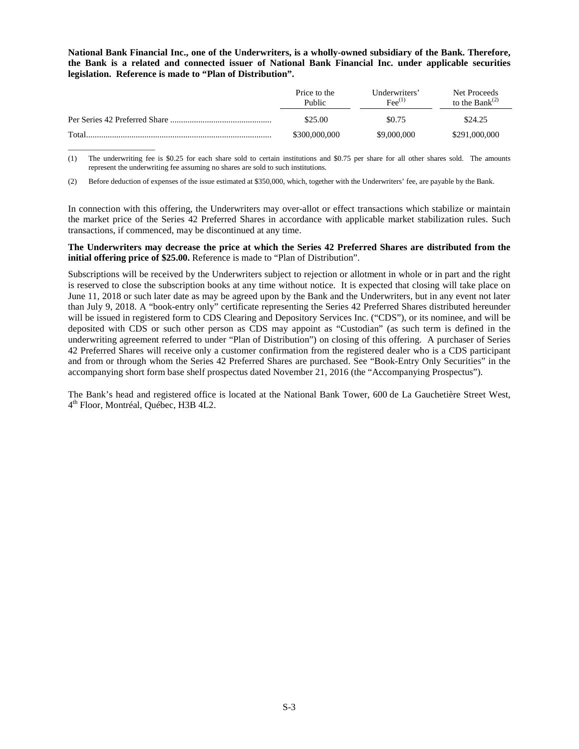**National Bank Financial Inc., one of the Underwriters, is a wholly-owned subsidiary of the Bank. Therefore, the Bank is a related and connected issuer of National Bank Financial Inc. under applicable securities legislation. Reference is made to "Plan of Distribution".**

| | Price to the Public | Underwriters' Fee[(1)] | Net Proceeds to the Bank[(2)] |
|---|---|---|---|
| Per Series 42 Preferred Share | \$25.00 | \$0.75 | \$24.25 |
| Total | \$300,000,000 | \$9,000,000 | \$291,000,000 |

(1) The underwriting fee is \$0.25 for each share sold to certain institutions and \$0.75 per share for all other shares sold. The amounts represent the underwriting fee assuming no shares are sold to such institutions.

(2) Before deduction of expenses of the issue estimated at \$350,000, which, together with the Underwriters' fee, are payable by the Bank.

In connection with this offering, the Underwriters may over-allot or effect transactions which stabilize or maintain the market price of the Series 42 Preferred Shares in accordance with applicable market stabilization rules. Such transactions, if commenced, may be discontinued at any time.

**The Underwriters may decrease the price at which the Series 42 Preferred Shares are distributed from the initial offering price of \$25.00.** Reference is made to "Plan of Distribution".

Subscriptions will be received by the Underwriters subject to rejection or allotment in whole or in part and the right is reserved to close the subscription books at any time without notice. It is expected that closing will take place on June 11, 2018 or such later date as may be agreed upon by the Bank and the Underwriters, but in any event not later than July 9, 2018. A "book-entry only" certificate representing the Series 42 Preferred Shares distributed hereunder will be issued in registered form to CDS Clearing and Depository Services Inc. ("CDS"), or its nominee, and will be deposited with CDS or such other person as CDS may appoint as "Custodian" (as such term is defined in the underwriting agreement referred to under "Plan of Distribution") on closing of this offering. A purchaser of Series 42 Preferred Shares will receive only a customer confirmation from the registered dealer who is a CDS participant and from or through whom the Series 42 Preferred Shares are purchased. See "Book-Entry Only Securities" in the accompanying short form base shelf prospectus dated November 21, 2016 (the "Accompanying Prospectus").

The Bank's head and registered office is located at the National Bank Tower, 600 de La Gauchetière Street West, 4th Floor, Montréal, Québec, H3B 4L2.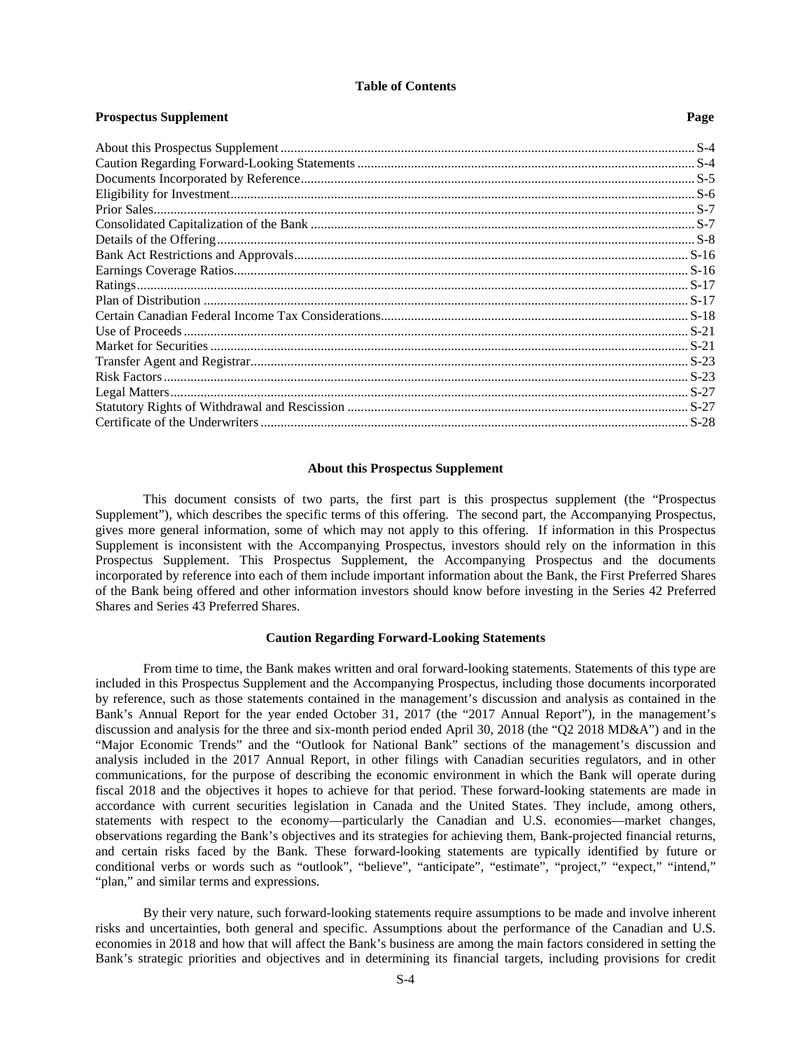**Table of Contents**

| Prospectus Supplement | Page |
|---|---|
| About this Prospectus Supplement | S-4 |
| Caution Regarding Forward-Looking Statements | S-4 |
| Documents Incorporated by Reference | S-5 |
| Eligibility for Investment | S-6 |
| Prior Sales | S-7 |
| Consolidated Capitalization of the Bank | S-7 |
| Details of the Offering | S-8 |
| Bank Act Restrictions and Approvals | S-16 |
| Earnings Coverage Ratios | S-16 |
| Ratings | S-17 |
| Plan of Distribution | S-17 |
| Certain Canadian Federal Income Tax Considerations | S-18 |
| Use of Proceeds | S-21 |
| Market for Securities | S-21 |
| Transfer Agent and Registrar | S-23 |
| Risk Factors | S-23 |
| Legal Matters | S-27 |
| Statutory Rights of Withdrawal and Rescission | S-27 |
| Certificate of the Underwriters | S-28 |

## About this Prospectus Supplement

This document consists of two parts, the first part is this prospectus supplement (the "Prospectus Supplement"), which describes the specific terms of this offering. The second part, the Accompanying Prospectus, gives more general information, some of which may not apply to this offering. If information in this Prospectus Supplement is inconsistent with the Accompanying Prospectus, investors should rely on the information in this Prospectus Supplement. This Prospectus Supplement, the Accompanying Prospectus and the documents incorporated by reference into each of them include important information about the Bank, the First Preferred Shares of the Bank being offered and other information investors should know before investing in the Series 42 Preferred Shares and Series 43 Preferred Shares.

## Caution Regarding Forward-Looking Statements

From time to time, the Bank makes written and oral forward-looking statements. Statements of this type are included in this Prospectus Supplement and the Accompanying Prospectus, including those documents incorporated by reference, such as those statements contained in the management's discussion and analysis as contained in the Bank's Annual Report for the year ended October 31, 2017 (the "2017 Annual Report"), in the management's discussion and analysis for the three and six-month period ended April 30, 2018 (the "Q2 2018 MD&A") and in the "Major Economic Trends" and the "Outlook for National Bank" sections of the management's discussion and analysis included in the 2017 Annual Report, in other filings with Canadian securities regulators, and in other communications, for the purpose of describing the economic environment in which the Bank will operate during fiscal 2018 and the objectives it hopes to achieve for that period. These forward-looking statements are made in accordance with current securities legislation in Canada and the United States. They include, among others, statements with respect to the economy—particularly the Canadian and U.S. economies—market changes, observations regarding the Bank's objectives and its strategies for achieving them, Bank-projected financial returns, and certain risks faced by the Bank. These forward-looking statements are typically identified by future or conditional verbs or words such as "outlook", "believe", "anticipate", "estimate", "project," "expect," "intend," "plan," and similar terms and expressions.

By their very nature, such forward-looking statements require assumptions to be made and involve inherent risks and uncertainties, both general and specific. Assumptions about the performance of the Canadian and U.S. economies in 2018 and how that will affect the Bank's business are among the main factors considered in setting the Bank's strategic priorities and objectives and in determining its financial targets, including provisions for credit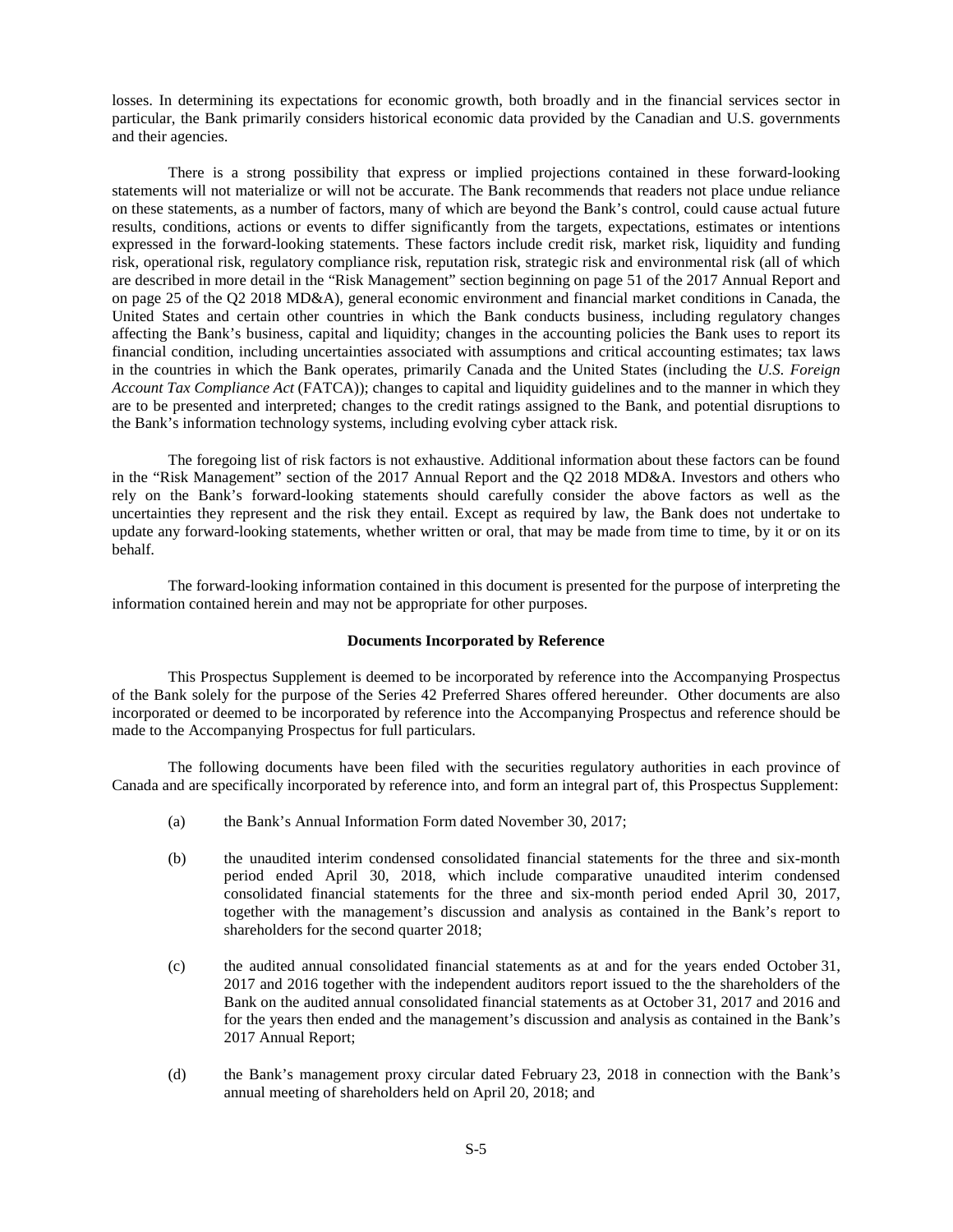losses. In determining its expectations for economic growth, both broadly and in the financial services sector in particular, the Bank primarily considers historical economic data provided by the Canadian and U.S. governments and their agencies.

There is a strong possibility that express or implied projections contained in these forward-looking statements will not materialize or will not be accurate. The Bank recommends that readers not place undue reliance on these statements, as a number of factors, many of which are beyond the Bank's control, could cause actual future results, conditions, actions or events to differ significantly from the targets, expectations, estimates or intentions expressed in the forward-looking statements. These factors include credit risk, market risk, liquidity and funding risk, operational risk, regulatory compliance risk, reputation risk, strategic risk and environmental risk (all of which are described in more detail in the "Risk Management" section beginning on page 51 of the 2017 Annual Report and on page 25 of the Q2 2018 MD&A), general economic environment and financial market conditions in Canada, the United States and certain other countries in which the Bank conducts business, including regulatory changes affecting the Bank's business, capital and liquidity; changes in the accounting policies the Bank uses to report its financial condition, including uncertainties associated with assumptions and critical accounting estimates; tax laws in the countries in which the Bank operates, primarily Canada and the United States (including the *U.S. Foreign Account Tax Compliance Act* (FATCA)); changes to capital and liquidity guidelines and to the manner in which they are to be presented and interpreted; changes to the credit ratings assigned to the Bank, and potential disruptions to the Bank's information technology systems, including evolving cyber attack risk.

The foregoing list of risk factors is not exhaustive. Additional information about these factors can be found in the "Risk Management" section of the 2017 Annual Report and the Q2 2018 MD&A. Investors and others who rely on the Bank's forward-looking statements should carefully consider the above factors as well as the uncertainties they represent and the risk they entail. Except as required by law, the Bank does not undertake to update any forward-looking statements, whether written or oral, that may be made from time to time, by it or on its behalf.

The forward-looking information contained in this document is presented for the purpose of interpreting the information contained herein and may not be appropriate for other purposes.

## Documents Incorporated by Reference

This Prospectus Supplement is deemed to be incorporated by reference into the Accompanying Prospectus of the Bank solely for the purpose of the Series 42 Preferred Shares offered hereunder. Other documents are also incorporated or deemed to be incorporated by reference into the Accompanying Prospectus and reference should be made to the Accompanying Prospectus for full particulars.

The following documents have been filed with the securities regulatory authorities in each province of Canada and are specifically incorporated by reference into, and form an integral part of, this Prospectus Supplement:

(a) the Bank's Annual Information Form dated November 30, 2017;

(b) the unaudited interim condensed consolidated financial statements for the three and six-month period ended April 30, 2018, which include comparative unaudited interim condensed consolidated financial statements for the three and six-month period ended April 30, 2017, together with the management's discussion and analysis as contained in the Bank's report to shareholders for the second quarter 2018;

(c) the audited annual consolidated financial statements as at and for the years ended October 31, 2017 and 2016 together with the independent auditors report issued to the the shareholders of the Bank on the audited annual consolidated financial statements as at October 31, 2017 and 2016 and for the years then ended and the management's discussion and analysis as contained in the Bank's 2017 Annual Report;

(d) the Bank's management proxy circular dated February 23, 2018 in connection with the Bank's annual meeting of shareholders held on April 20, 2018; and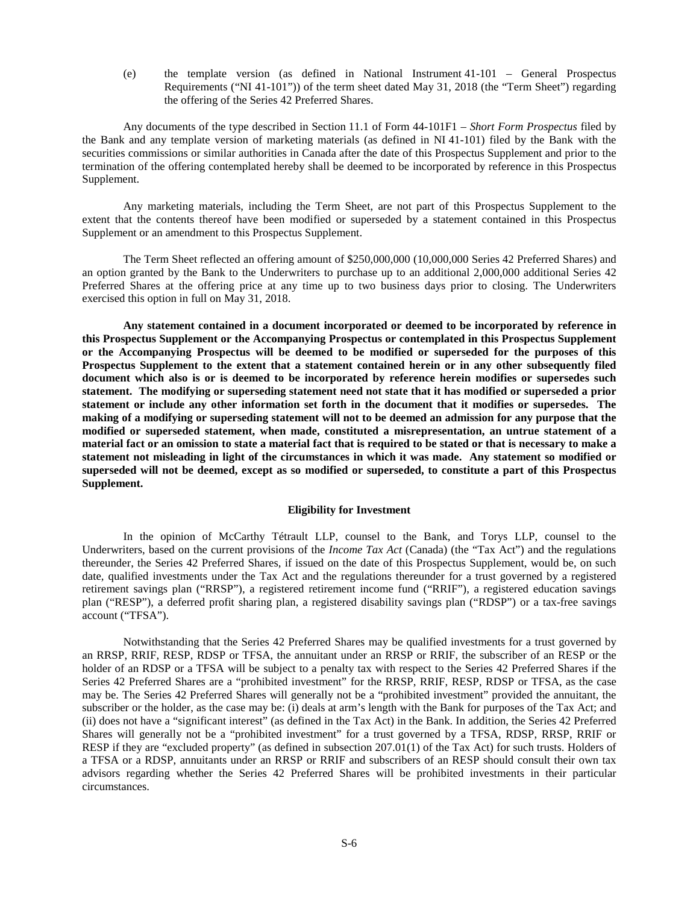(e) the template version (as defined in National Instrument 41-101 – General Prospectus Requirements ("NI 41-101")) of the term sheet dated May 31, 2018 (the "Term Sheet") regarding the offering of the Series 42 Preferred Shares.

Any documents of the type described in Section 11.1 of Form 44-101F1 – *Short Form Prospectus* filed by the Bank and any template version of marketing materials (as defined in NI 41-101) filed by the Bank with the securities commissions or similar authorities in Canada after the date of this Prospectus Supplement and prior to the termination of the offering contemplated hereby shall be deemed to be incorporated by reference in this Prospectus Supplement.

Any marketing materials, including the Term Sheet, are not part of this Prospectus Supplement to the extent that the contents thereof have been modified or superseded by a statement contained in this Prospectus Supplement or an amendment to this Prospectus Supplement.

The Term Sheet reflected an offering amount of $250,000,000 (10,000,000 Series 42 Preferred Shares) and an option granted by the Bank to the Underwriters to purchase up to an additional 2,000,000 additional Series 42 Preferred Shares at the offering price at any time up to two business days prior to closing. The Underwriters exercised this option in full on May 31, 2018.

**Any statement contained in a document incorporated or deemed to be incorporated by reference in this Prospectus Supplement or the Accompanying Prospectus or contemplated in this Prospectus Supplement or the Accompanying Prospectus will be deemed to be modified or superseded for the purposes of this Prospectus Supplement to the extent that a statement contained herein or in any other subsequently filed document which also is or is deemed to be incorporated by reference herein modifies or supersedes such statement. The modifying or superseding statement need not state that it has modified or superseded a prior statement or include any other information set forth in the document that it modifies or supersedes. The making of a modifying or superseding statement will not to be deemed an admission for any purpose that the modified or superseded statement, when made, constituted a misrepresentation, an untrue statement of a material fact or an omission to state a material fact that is required to be stated or that is necessary to make a statement not misleading in light of the circumstances in which it was made. Any statement so modified or superseded will not be deemed, except as so modified or superseded, to constitute a part of this Prospectus Supplement.**

## Eligibility for Investment

In the opinion of McCarthy Tétrault LLP, counsel to the Bank, and Torys LLP, counsel to the Underwriters, based on the current provisions of the *Income Tax Act* (Canada) (the "Tax Act") and the regulations thereunder, the Series 42 Preferred Shares, if issued on the date of this Prospectus Supplement, would be, on such date, qualified investments under the Tax Act and the regulations thereunder for a trust governed by a registered retirement savings plan ("RRSP"), a registered retirement income fund ("RRIF"), a registered education savings plan ("RESP"), a deferred profit sharing plan, a registered disability savings plan ("RDSP") or a tax-free savings account ("TFSA").

Notwithstanding that the Series 42 Preferred Shares may be qualified investments for a trust governed by an RRSP, RRIF, RESP, RDSP or TFSA, the annuitant under an RRSP or RRIF, the subscriber of an RESP or the holder of an RDSP or a TFSA will be subject to a penalty tax with respect to the Series 42 Preferred Shares if the Series 42 Preferred Shares are a "prohibited investment" for the RRSP, RRIF, RESP, RDSP or TFSA, as the case may be. The Series 42 Preferred Shares will generally not be a "prohibited investment" provided the annuitant, the subscriber or the holder, as the case may be: (i) deals at arm's length with the Bank for purposes of the Tax Act; and (ii) does not have a "significant interest" (as defined in the Tax Act) in the Bank. In addition, the Series 42 Preferred Shares will generally not be a "prohibited investment" for a trust governed by a TFSA, RDSP, RRSP, RRIF or RESP if they are "excluded property" (as defined in subsection 207.01(1) of the Tax Act) for such trusts. Holders of a TFSA or a RDSP, annuitants under an RRSP or RRIF and subscribers of an RESP should consult their own tax advisors regarding whether the Series 42 Preferred Shares will be prohibited investments in their particular circumstances.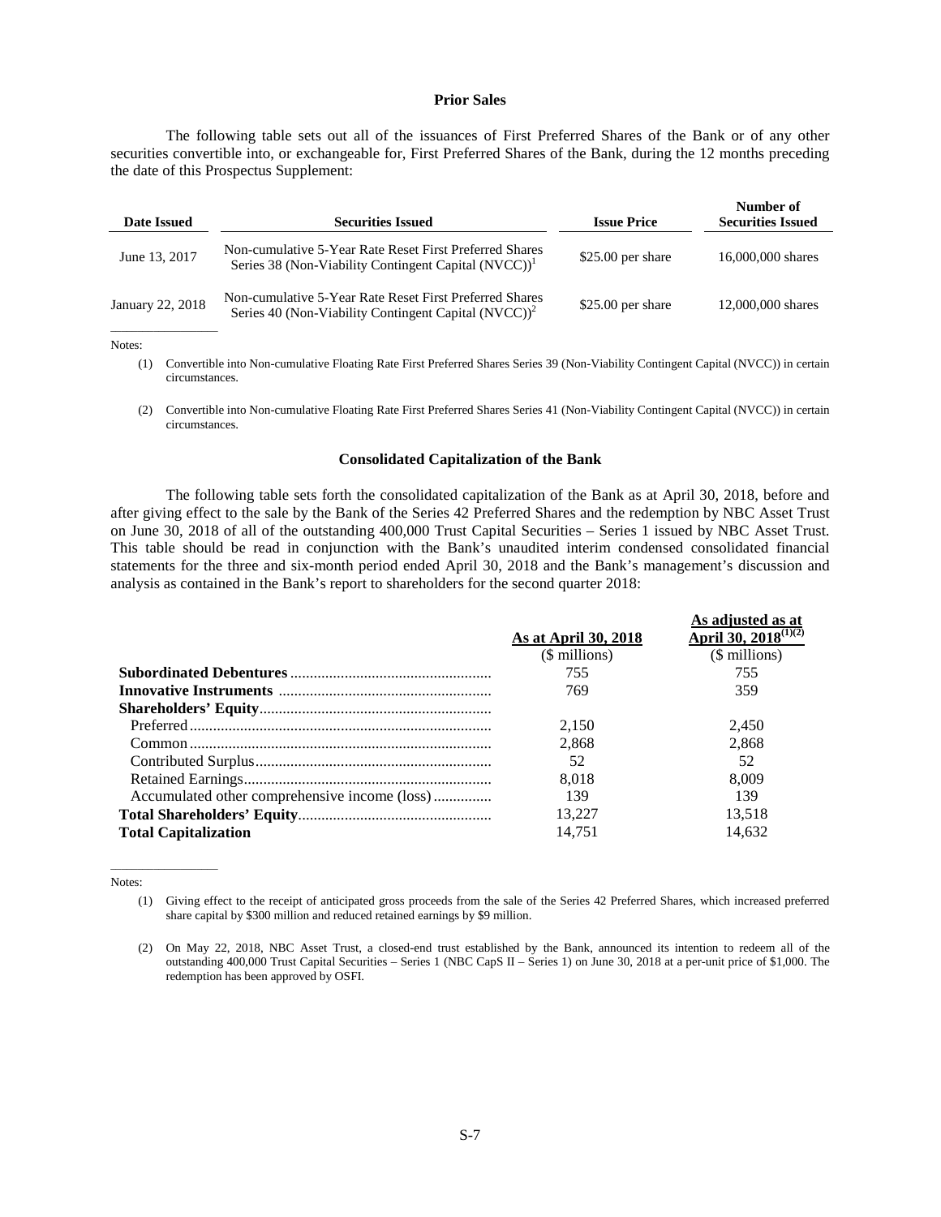## Prior Sales

The following table sets out all of the issuances of First Preferred Shares of the Bank or of any other securities convertible into, or exchangeable for, First Preferred Shares of the Bank, during the 12 months preceding the date of this Prospectus Supplement:

| Date Issued | Securities Issued | Issue Price | Number of Securities Issued |
|---|---|---|---|
| June 13, 2017 | Non-cumulative 5-Year Rate Reset First Preferred Shares Series 38 (Non-Viability Contingent Capital (NVCC))[1] | $25.00 per share | 16,000,000 shares |
| January 22, 2018 | Non-cumulative 5-Year Rate Reset First Preferred Shares Series 40 (Non-Viability Contingent Capital (NVCC))[2] | $25.00 per share | 12,000,000 shares |

Notes:

(1) Convertible into Non-cumulative Floating Rate First Preferred Shares Series 39 (Non-Viability Contingent Capital (NVCC)) in certain circumstances.

(2) Convertible into Non-cumulative Floating Rate First Preferred Shares Series 41 (Non-Viability Contingent Capital (NVCC)) in certain circumstances.

## Consolidated Capitalization of the Bank

The following table sets forth the consolidated capitalization of the Bank as at April 30, 2018, before and after giving effect to the sale by the Bank of the Series 42 Preferred Shares and the redemption by NBC Asset Trust on June 30, 2018 of all of the outstanding 400,000 Trust Capital Securities – Series 1 issued by NBC Asset Trust. This table should be read in conjunction with the Bank's unaudited interim condensed consolidated financial statements for the three and six-month period ended April 30, 2018 and the Bank's management's discussion and analysis as contained in the Bank's report to shareholders for the second quarter 2018:

| | As at April 30, 2018 | As adjusted as at April 30, 2018(1)(2) |
|---|---|---|
| | ($ millions) | ($ millions) |
| **Subordinated Debentures** | 755 | 755 |
| **Innovative Instruments** | 769 | 359 |
| **Shareholders' Equity** | | |
| Preferred | 2,150 | 2,450 |
| Common | 2,868 | 2,868 |
| Contributed Surplus | 52 | 52 |
| Retained Earnings | 8,018 | 8,009 |
| Accumulated other comprehensive income (loss) | 139 | 139 |
| **Total Shareholders' Equity** | 13,227 | 13,518 |
| **Total Capitalization** | 14,751 | 14,632 |

Notes:

(1) Giving effect to the receipt of anticipated gross proceeds from the sale of the Series 42 Preferred Shares, which increased preferred share capital by $300 million and reduced retained earnings by $9 million.

(2) On May 22, 2018, NBC Asset Trust, a closed-end trust established by the Bank, announced its intention to redeem all of the outstanding 400,000 Trust Capital Securities – Series 1 (NBC CapS II – Series 1) on June 30, 2018 at a per-unit price of $1,000. The redemption has been approved by OSFI.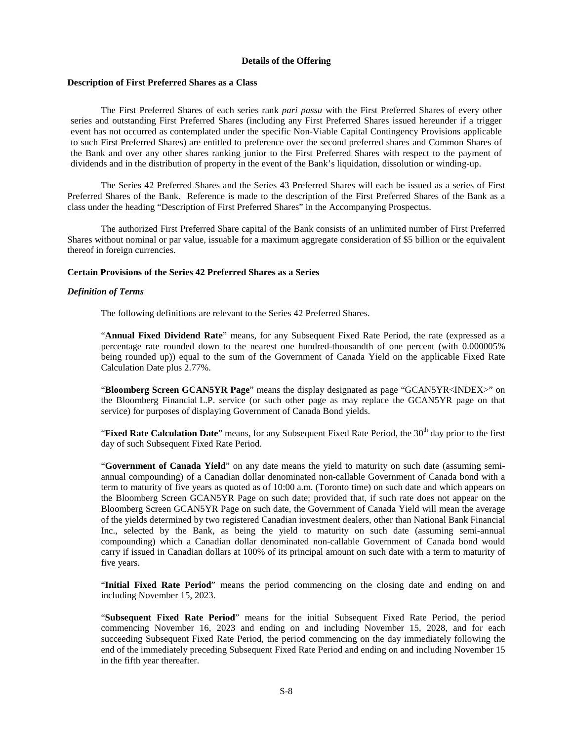## Details of the Offering

### Description of First Preferred Shares as a Class

The First Preferred Shares of each series rank *pari passu* with the First Preferred Shares of every other series and outstanding First Preferred Shares (including any First Preferred Shares issued hereunder if a trigger event has not occurred as contemplated under the specific Non-Viable Capital Contingency Provisions applicable to such First Preferred Shares) are entitled to preference over the second preferred shares and Common Shares of the Bank and over any other shares ranking junior to the First Preferred Shares with respect to the payment of dividends and in the distribution of property in the event of the Bank's liquidation, dissolution or winding-up.

The Series 42 Preferred Shares and the Series 43 Preferred Shares will each be issued as a series of First Preferred Shares of the Bank. Reference is made to the description of the First Preferred Shares of the Bank as a class under the heading "Description of First Preferred Shares" in the Accompanying Prospectus.

The authorized First Preferred Share capital of the Bank consists of an unlimited number of First Preferred Shares without nominal or par value, issuable for a maximum aggregate consideration of $5 billion or the equivalent thereof in foreign currencies.

### Certain Provisions of the Series 42 Preferred Shares as a Series

#### *Definition of Terms*

The following definitions are relevant to the Series 42 Preferred Shares.

"**Annual Fixed Dividend Rate**" means, for any Subsequent Fixed Rate Period, the rate (expressed as a percentage rate rounded down to the nearest one hundred-thousandth of one percent (with 0.000005% being rounded up)) equal to the sum of the Government of Canada Yield on the applicable Fixed Rate Calculation Date plus 2.77%.

"**Bloomberg Screen GCAN5YR Page**" means the display designated as page "GCAN5YR<INDEX>" on the Bloomberg Financial L.P. service (or such other page as may replace the GCAN5YR page on that service) for purposes of displaying Government of Canada Bond yields.

"**Fixed Rate Calculation Date**" means, for any Subsequent Fixed Rate Period, the 30th day prior to the first day of such Subsequent Fixed Rate Period.

"**Government of Canada Yield**" on any date means the yield to maturity on such date (assuming semi-annual compounding) of a Canadian dollar denominated non-callable Government of Canada bond with a term to maturity of five years as quoted as of 10:00 a.m. (Toronto time) on such date and which appears on the Bloomberg Screen GCAN5YR Page on such date; provided that, if such rate does not appear on the Bloomberg Screen GCAN5YR Page on such date, the Government of Canada Yield will mean the average of the yields determined by two registered Canadian investment dealers, other than National Bank Financial Inc., selected by the Bank, as being the yield to maturity on such date (assuming semi-annual compounding) which a Canadian dollar denominated non-callable Government of Canada bond would carry if issued in Canadian dollars at 100% of its principal amount on such date with a term to maturity of five years.

"**Initial Fixed Rate Period**" means the period commencing on the closing date and ending on and including November 15, 2023.

"**Subsequent Fixed Rate Period**" means for the initial Subsequent Fixed Rate Period, the period commencing November 16, 2023 and ending on and including November 15, 2028, and for each succeeding Subsequent Fixed Rate Period, the period commencing on the day immediately following the end of the immediately preceding Subsequent Fixed Rate Period and ending on and including November 15 in the fifth year thereafter.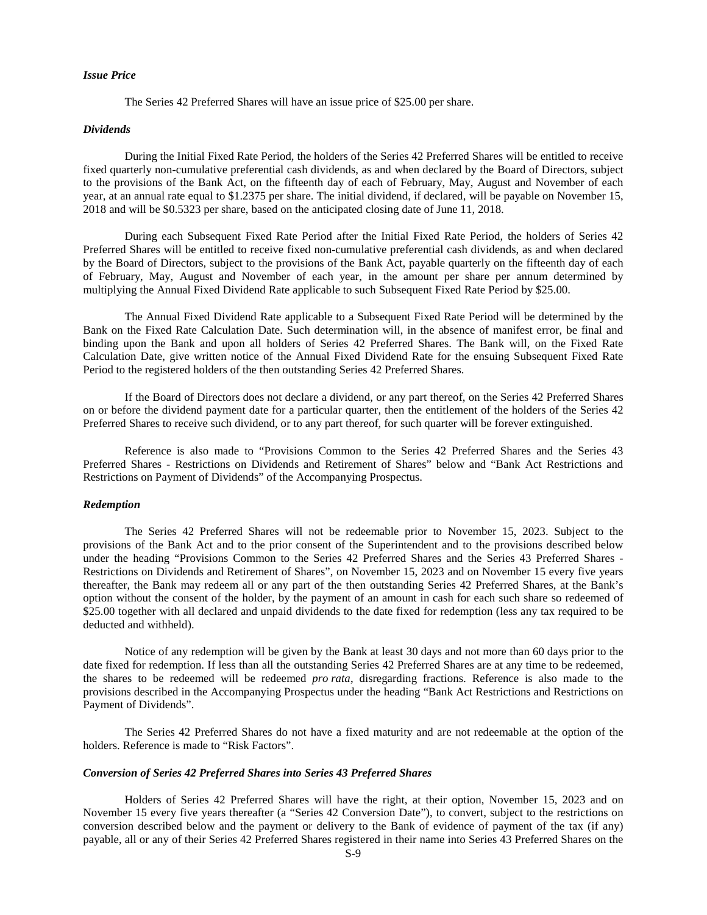### *Issue Price*

The Series 42 Preferred Shares will have an issue price of $25.00 per share.

### *Dividends*

During the Initial Fixed Rate Period, the holders of the Series 42 Preferred Shares will be entitled to receive fixed quarterly non-cumulative preferential cash dividends, as and when declared by the Board of Directors, subject to the provisions of the Bank Act, on the fifteenth day of each of February, May, August and November of each year, at an annual rate equal to $1.2375 per share. The initial dividend, if declared, will be payable on November 15, 2018 and will be $0.5323 per share, based on the anticipated closing date of June 11, 2018.

During each Subsequent Fixed Rate Period after the Initial Fixed Rate Period, the holders of Series 42 Preferred Shares will be entitled to receive fixed non-cumulative preferential cash dividends, as and when declared by the Board of Directors, subject to the provisions of the Bank Act, payable quarterly on the fifteenth day of each of February, May, August and November of each year, in the amount per share per annum determined by multiplying the Annual Fixed Dividend Rate applicable to such Subsequent Fixed Rate Period by $25.00.

The Annual Fixed Dividend Rate applicable to a Subsequent Fixed Rate Period will be determined by the Bank on the Fixed Rate Calculation Date. Such determination will, in the absence of manifest error, be final and binding upon the Bank and upon all holders of Series 42 Preferred Shares. The Bank will, on the Fixed Rate Calculation Date, give written notice of the Annual Fixed Dividend Rate for the ensuing Subsequent Fixed Rate Period to the registered holders of the then outstanding Series 42 Preferred Shares.

If the Board of Directors does not declare a dividend, or any part thereof, on the Series 42 Preferred Shares on or before the dividend payment date for a particular quarter, then the entitlement of the holders of the Series 42 Preferred Shares to receive such dividend, or to any part thereof, for such quarter will be forever extinguished.

Reference is also made to "Provisions Common to the Series 42 Preferred Shares and the Series 43 Preferred Shares - Restrictions on Dividends and Retirement of Shares" below and "Bank Act Restrictions and Restrictions on Payment of Dividends" of the Accompanying Prospectus.

### *Redemption*

The Series 42 Preferred Shares will not be redeemable prior to November 15, 2023. Subject to the provisions of the Bank Act and to the prior consent of the Superintendent and to the provisions described below under the heading "Provisions Common to the Series 42 Preferred Shares and the Series 43 Preferred Shares - Restrictions on Dividends and Retirement of Shares", on November 15, 2023 and on November 15 every five years thereafter, the Bank may redeem all or any part of the then outstanding Series 42 Preferred Shares, at the Bank's option without the consent of the holder, by the payment of an amount in cash for each such share so redeemed of $25.00 together with all declared and unpaid dividends to the date fixed for redemption (less any tax required to be deducted and withheld).

Notice of any redemption will be given by the Bank at least 30 days and not more than 60 days prior to the date fixed for redemption. If less than all the outstanding Series 42 Preferred Shares are at any time to be redeemed, the shares to be redeemed will be redeemed *pro rata*, disregarding fractions. Reference is also made to the provisions described in the Accompanying Prospectus under the heading "Bank Act Restrictions and Restrictions on Payment of Dividends".

The Series 42 Preferred Shares do not have a fixed maturity and are not redeemable at the option of the holders. Reference is made to "Risk Factors".

### *Conversion of Series 42 Preferred Shares into Series 43 Preferred Shares*

Holders of Series 42 Preferred Shares will have the right, at their option, November 15, 2023 and on November 15 every five years thereafter (a "Series 42 Conversion Date"), to convert, subject to the restrictions on conversion described below and the payment or delivery to the Bank of evidence of payment of the tax (if any) payable, all or any of their Series 42 Preferred Shares registered in their name into Series 43 Preferred Shares on the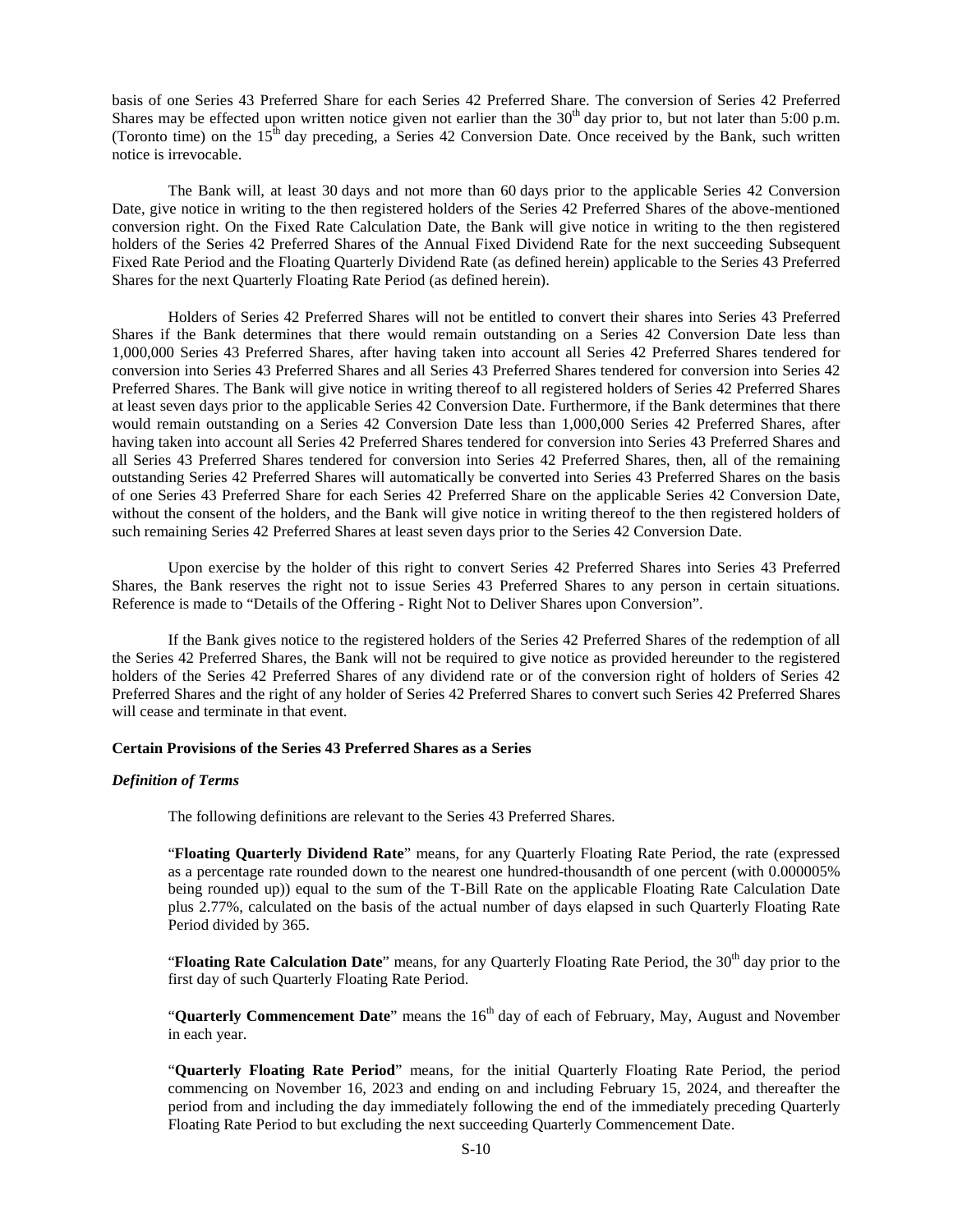basis of one Series 43 Preferred Share for each Series 42 Preferred Share. The conversion of Series 42 Preferred Shares may be effected upon written notice given not earlier than the 30th day prior to, but not later than 5:00 p.m. (Toronto time) on the 15th day preceding, a Series 42 Conversion Date. Once received by the Bank, such written notice is irrevocable.

The Bank will, at least 30 days and not more than 60 days prior to the applicable Series 42 Conversion Date, give notice in writing to the then registered holders of the Series 42 Preferred Shares of the above-mentioned conversion right. On the Fixed Rate Calculation Date, the Bank will give notice in writing to the then registered holders of the Series 42 Preferred Shares of the Annual Fixed Dividend Rate for the next succeeding Subsequent Fixed Rate Period and the Floating Quarterly Dividend Rate (as defined herein) applicable to the Series 43 Preferred Shares for the next Quarterly Floating Rate Period (as defined herein).

Holders of Series 42 Preferred Shares will not be entitled to convert their shares into Series 43 Preferred Shares if the Bank determines that there would remain outstanding on a Series 42 Conversion Date less than 1,000,000 Series 43 Preferred Shares, after having taken into account all Series 42 Preferred Shares tendered for conversion into Series 43 Preferred Shares and all Series 43 Preferred Shares tendered for conversion into Series 42 Preferred Shares. The Bank will give notice in writing thereof to all registered holders of Series 42 Preferred Shares at least seven days prior to the applicable Series 42 Conversion Date. Furthermore, if the Bank determines that there would remain outstanding on a Series 42 Conversion Date less than 1,000,000 Series 42 Preferred Shares, after having taken into account all Series 42 Preferred Shares tendered for conversion into Series 43 Preferred Shares and all Series 43 Preferred Shares tendered for conversion into Series 42 Preferred Shares, then, all of the remaining outstanding Series 42 Preferred Shares will automatically be converted into Series 43 Preferred Shares on the basis of one Series 43 Preferred Share for each Series 42 Preferred Share on the applicable Series 42 Conversion Date, without the consent of the holders, and the Bank will give notice in writing thereof to the then registered holders of such remaining Series 42 Preferred Shares at least seven days prior to the Series 42 Conversion Date.

Upon exercise by the holder of this right to convert Series 42 Preferred Shares into Series 43 Preferred Shares, the Bank reserves the right not to issue Series 43 Preferred Shares to any person in certain situations. Reference is made to "Details of the Offering - Right Not to Deliver Shares upon Conversion".

If the Bank gives notice to the registered holders of the Series 42 Preferred Shares of the redemption of all the Series 42 Preferred Shares, the Bank will not be required to give notice as provided hereunder to the registered holders of the Series 42 Preferred Shares of any dividend rate or of the conversion right of holders of Series 42 Preferred Shares and the right of any holder of Series 42 Preferred Shares to convert such Series 42 Preferred Shares will cease and terminate in that event.

**Certain Provisions of the Series 43 Preferred Shares as a Series**

***Definition of Terms***

The following definitions are relevant to the Series 43 Preferred Shares.

"**Floating Quarterly Dividend Rate**" means, for any Quarterly Floating Rate Period, the rate (expressed as a percentage rate rounded down to the nearest one hundred-thousandth of one percent (with 0.000005% being rounded up)) equal to the sum of the T-Bill Rate on the applicable Floating Rate Calculation Date plus 2.77%, calculated on the basis of the actual number of days elapsed in such Quarterly Floating Rate Period divided by 365.

"**Floating Rate Calculation Date**" means, for any Quarterly Floating Rate Period, the 30th day prior to the first day of such Quarterly Floating Rate Period.

"**Quarterly Commencement Date**" means the 16th day of each of February, May, August and November in each year.

"**Quarterly Floating Rate Period**" means, for the initial Quarterly Floating Rate Period, the period commencing on November 16, 2023 and ending on and including February 15, 2024, and thereafter the period from and including the day immediately following the end of the immediately preceding Quarterly Floating Rate Period to but excluding the next succeeding Quarterly Commencement Date.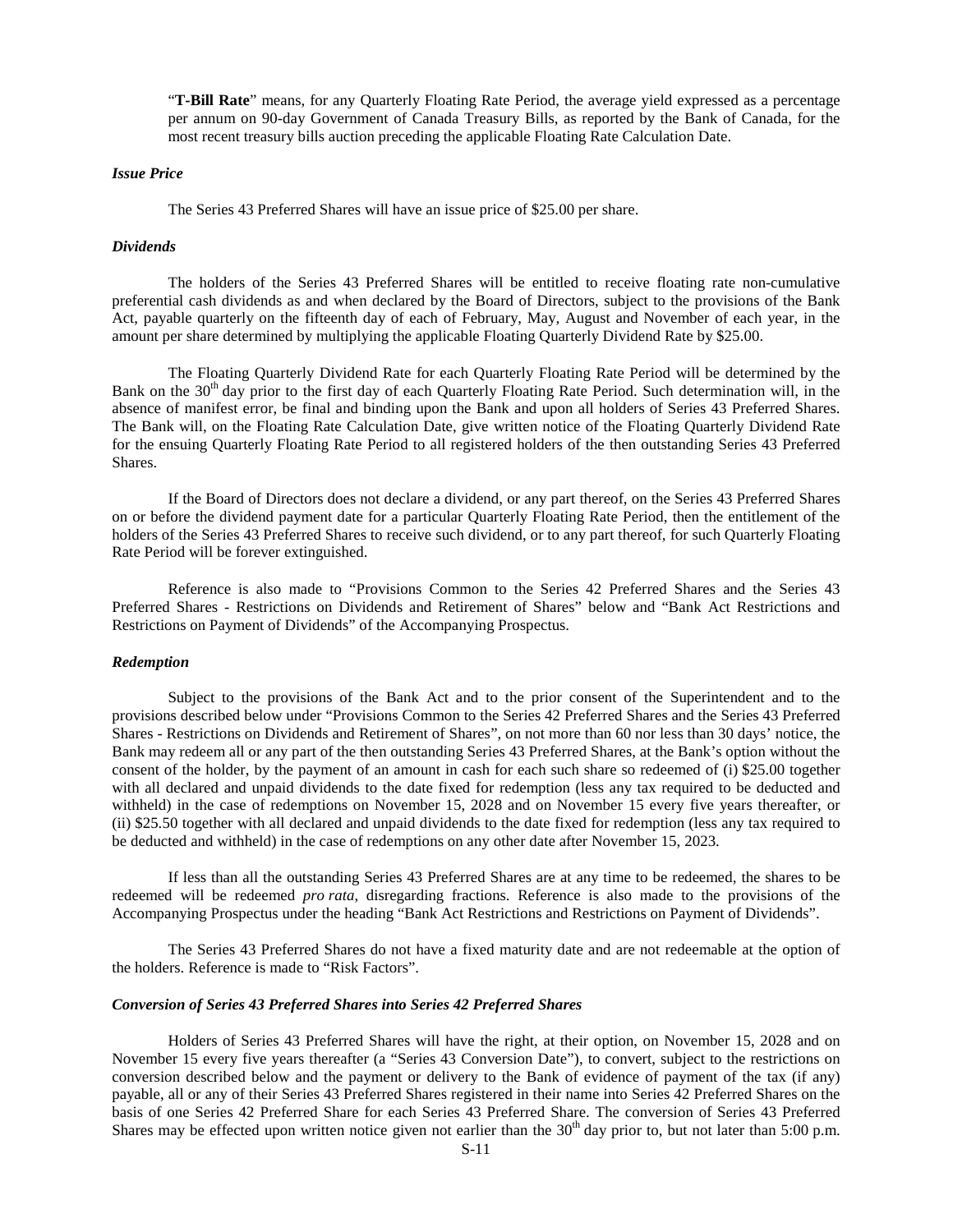"**T-Bill Rate**" means, for any Quarterly Floating Rate Period, the average yield expressed as a percentage per annum on 90-day Government of Canada Treasury Bills, as reported by the Bank of Canada, for the most recent treasury bills auction preceding the applicable Floating Rate Calculation Date.

***Issue Price***

The Series 43 Preferred Shares will have an issue price of $25.00 per share.

***Dividends***

The holders of the Series 43 Preferred Shares will be entitled to receive floating rate non-cumulative preferential cash dividends as and when declared by the Board of Directors, subject to the provisions of the Bank Act, payable quarterly on the fifteenth day of each of February, May, August and November of each year, in the amount per share determined by multiplying the applicable Floating Quarterly Dividend Rate by $25.00.

The Floating Quarterly Dividend Rate for each Quarterly Floating Rate Period will be determined by the Bank on the 30th day prior to the first day of each Quarterly Floating Rate Period. Such determination will, in the absence of manifest error, be final and binding upon the Bank and upon all holders of Series 43 Preferred Shares. The Bank will, on the Floating Rate Calculation Date, give written notice of the Floating Quarterly Dividend Rate for the ensuing Quarterly Floating Rate Period to all registered holders of the then outstanding Series 43 Preferred Shares.

If the Board of Directors does not declare a dividend, or any part thereof, on the Series 43 Preferred Shares on or before the dividend payment date for a particular Quarterly Floating Rate Period, then the entitlement of the holders of the Series 43 Preferred Shares to receive such dividend, or to any part thereof, for such Quarterly Floating Rate Period will be forever extinguished.

Reference is also made to "Provisions Common to the Series 42 Preferred Shares and the Series 43 Preferred Shares - Restrictions on Dividends and Retirement of Shares" below and "Bank Act Restrictions and Restrictions on Payment of Dividends" of the Accompanying Prospectus.

***Redemption***

Subject to the provisions of the Bank Act and to the prior consent of the Superintendent and to the provisions described below under "Provisions Common to the Series 42 Preferred Shares and the Series 43 Preferred Shares - Restrictions on Dividends and Retirement of Shares", on not more than 60 nor less than 30 days' notice, the Bank may redeem all or any part of the then outstanding Series 43 Preferred Shares, at the Bank's option without the consent of the holder, by the payment of an amount in cash for each such share so redeemed of (i) $25.00 together with all declared and unpaid dividends to the date fixed for redemption (less any tax required to be deducted and withheld) in the case of redemptions on November 15, 2028 and on November 15 every five years thereafter, or (ii) $25.50 together with all declared and unpaid dividends to the date fixed for redemption (less any tax required to be deducted and withheld) in the case of redemptions on any other date after November 15, 2023.

If less than all the outstanding Series 43 Preferred Shares are at any time to be redeemed, the shares to be redeemed will be redeemed *pro rata*, disregarding fractions. Reference is also made to the provisions of the Accompanying Prospectus under the heading "Bank Act Restrictions and Restrictions on Payment of Dividends".

The Series 43 Preferred Shares do not have a fixed maturity date and are not redeemable at the option of the holders. Reference is made to "Risk Factors".

***Conversion of Series 43 Preferred Shares into Series 42 Preferred Shares***

Holders of Series 43 Preferred Shares will have the right, at their option, on November 15, 2028 and on November 15 every five years thereafter (a "Series 43 Conversion Date"), to convert, subject to the restrictions on conversion described below and the payment or delivery to the Bank of evidence of payment of the tax (if any) payable, all or any of their Series 43 Preferred Shares registered in their name into Series 42 Preferred Shares on the basis of one Series 42 Preferred Share for each Series 43 Preferred Share. The conversion of Series 43 Preferred Shares may be effected upon written notice given not earlier than the 30th day prior to, but not later than 5:00 p.m.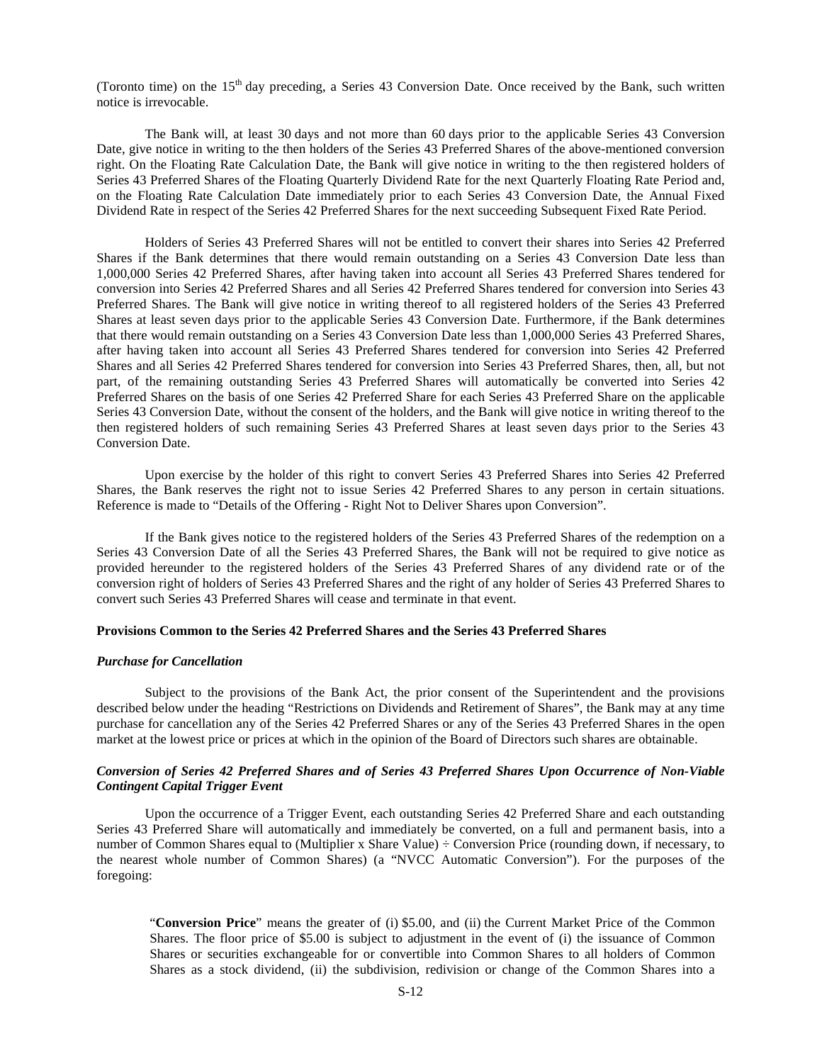(Toronto time) on the 15th day preceding, a Series 43 Conversion Date. Once received by the Bank, such written notice is irrevocable.

The Bank will, at least 30 days and not more than 60 days prior to the applicable Series 43 Conversion Date, give notice in writing to the then holders of the Series 43 Preferred Shares of the above-mentioned conversion right. On the Floating Rate Calculation Date, the Bank will give notice in writing to the then registered holders of Series 43 Preferred Shares of the Floating Quarterly Dividend Rate for the next Quarterly Floating Rate Period and, on the Floating Rate Calculation Date immediately prior to each Series 43 Conversion Date, the Annual Fixed Dividend Rate in respect of the Series 42 Preferred Shares for the next succeeding Subsequent Fixed Rate Period.

Holders of Series 43 Preferred Shares will not be entitled to convert their shares into Series 42 Preferred Shares if the Bank determines that there would remain outstanding on a Series 43 Conversion Date less than 1,000,000 Series 42 Preferred Shares, after having taken into account all Series 43 Preferred Shares tendered for conversion into Series 42 Preferred Shares and all Series 42 Preferred Shares tendered for conversion into Series 43 Preferred Shares. The Bank will give notice in writing thereof to all registered holders of the Series 43 Preferred Shares at least seven days prior to the applicable Series 43 Conversion Date. Furthermore, if the Bank determines that there would remain outstanding on a Series 43 Conversion Date less than 1,000,000 Series 43 Preferred Shares, after having taken into account all Series 43 Preferred Shares tendered for conversion into Series 42 Preferred Shares and all Series 42 Preferred Shares tendered for conversion into Series 43 Preferred Shares, then, all, but not part, of the remaining outstanding Series 43 Preferred Shares will automatically be converted into Series 42 Preferred Shares on the basis of one Series 42 Preferred Share for each Series 43 Preferred Share on the applicable Series 43 Conversion Date, without the consent of the holders, and the Bank will give notice in writing thereof to the then registered holders of such remaining Series 43 Preferred Shares at least seven days prior to the Series 43 Conversion Date.

Upon exercise by the holder of this right to convert Series 43 Preferred Shares into Series 42 Preferred Shares, the Bank reserves the right not to issue Series 42 Preferred Shares to any person in certain situations. Reference is made to "Details of the Offering - Right Not to Deliver Shares upon Conversion".

If the Bank gives notice to the registered holders of the Series 43 Preferred Shares of the redemption on a Series 43 Conversion Date of all the Series 43 Preferred Shares, the Bank will not be required to give notice as provided hereunder to the registered holders of the Series 43 Preferred Shares of any dividend rate or of the conversion right of holders of Series 43 Preferred Shares and the right of any holder of Series 43 Preferred Shares to convert such Series 43 Preferred Shares will cease and terminate in that event.

**Provisions Common to the Series 42 Preferred Shares and the Series 43 Preferred Shares**

***Purchase for Cancellation***

Subject to the provisions of the Bank Act, the prior consent of the Superintendent and the provisions described below under the heading "Restrictions on Dividends and Retirement of Shares", the Bank may at any time purchase for cancellation any of the Series 42 Preferred Shares or any of the Series 43 Preferred Shares in the open market at the lowest price or prices at which in the opinion of the Board of Directors such shares are obtainable.

***Conversion of Series 42 Preferred Shares and of Series 43 Preferred Shares Upon Occurrence of Non-Viable Contingent Capital Trigger Event***

Upon the occurrence of a Trigger Event, each outstanding Series 42 Preferred Share and each outstanding Series 43 Preferred Share will automatically and immediately be converted, on a full and permanent basis, into a number of Common Shares equal to (Multiplier x Share Value) ÷ Conversion Price (rounding down, if necessary, to the nearest whole number of Common Shares) (a "NVCC Automatic Conversion"). For the purposes of the foregoing:

> "**Conversion Price**" means the greater of (i) $5.00, and (ii) the Current Market Price of the Common Shares. The floor price of $5.00 is subject to adjustment in the event of (i) the issuance of Common Shares or securities exchangeable for or convertible into Common Shares to all holders of Common Shares as a stock dividend, (ii) the subdivision, redivision or change of the Common Shares into a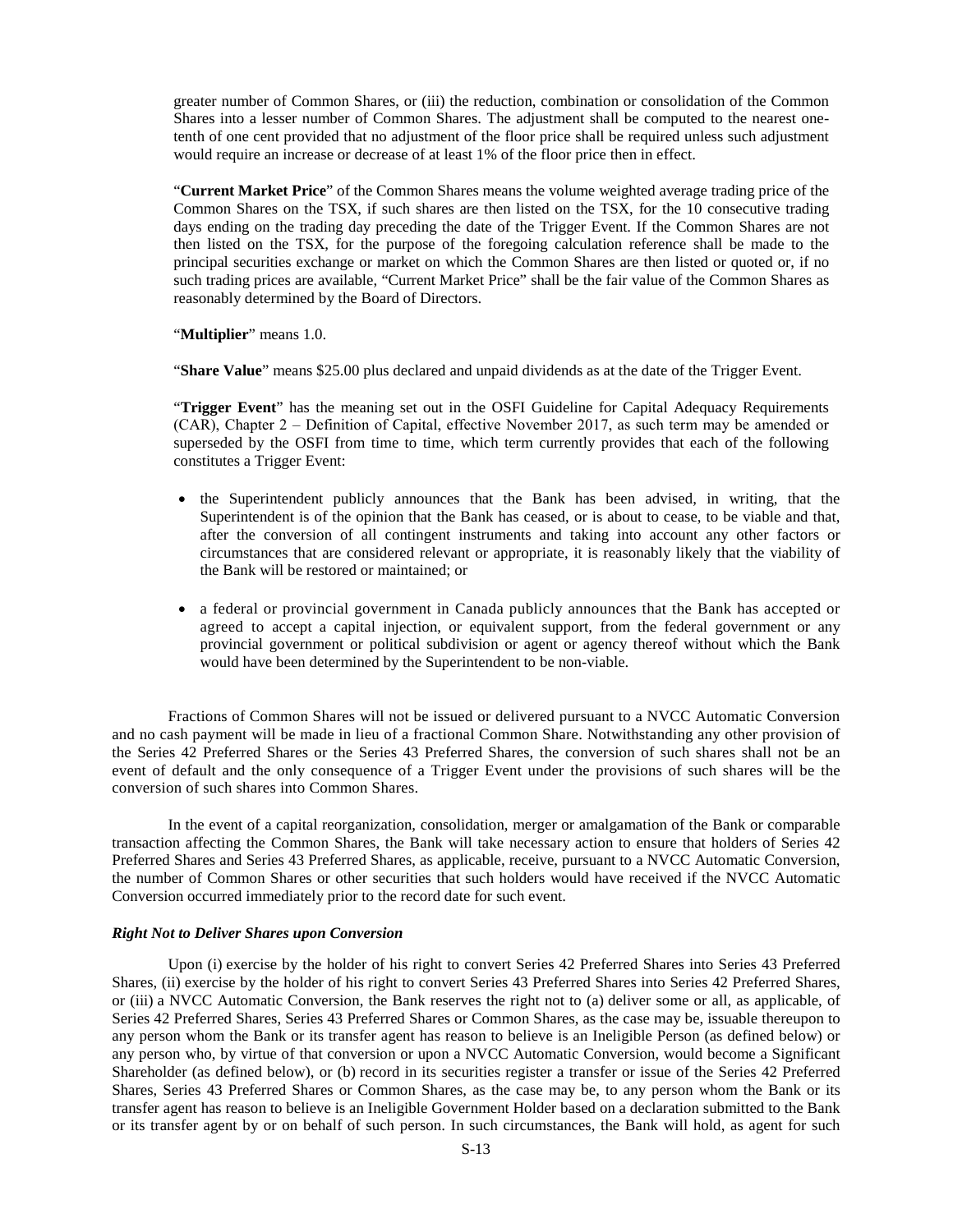greater number of Common Shares, or (iii) the reduction, combination or consolidation of the Common Shares into a lesser number of Common Shares. The adjustment shall be computed to the nearest one-tenth of one cent provided that no adjustment of the floor price shall be required unless such adjustment would require an increase or decrease of at least 1% of the floor price then in effect.

"**Current Market Price**" of the Common Shares means the volume weighted average trading price of the Common Shares on the TSX, if such shares are then listed on the TSX, for the 10 consecutive trading days ending on the trading day preceding the date of the Trigger Event. If the Common Shares are not then listed on the TSX, for the purpose of the foregoing calculation reference shall be made to the principal securities exchange or market on which the Common Shares are then listed or quoted or, if no such trading prices are available, "Current Market Price" shall be the fair value of the Common Shares as reasonably determined by the Board of Directors.

"**Multiplier**" means 1.0.

"**Share Value**" means $25.00 plus declared and unpaid dividends as at the date of the Trigger Event.

"**Trigger Event**" has the meaning set out in the OSFI Guideline for Capital Adequacy Requirements (CAR), Chapter 2 – Definition of Capital, effective November 2017, as such term may be amended or superseded by the OSFI from time to time, which term currently provides that each of the following constitutes a Trigger Event:

- the Superintendent publicly announces that the Bank has been advised, in writing, that the Superintendent is of the opinion that the Bank has ceased, or is about to cease, to be viable and that, after the conversion of all contingent instruments and taking into account any other factors or circumstances that are considered relevant or appropriate, it is reasonably likely that the viability of the Bank will be restored or maintained; or
- a federal or provincial government in Canada publicly announces that the Bank has accepted or agreed to accept a capital injection, or equivalent support, from the federal government or any provincial government or political subdivision or agent or agency thereof without which the Bank would have been determined by the Superintendent to be non-viable.

Fractions of Common Shares will not be issued or delivered pursuant to a NVCC Automatic Conversion and no cash payment will be made in lieu of a fractional Common Share. Notwithstanding any other provision of the Series 42 Preferred Shares or the Series 43 Preferred Shares, the conversion of such shares shall not be an event of default and the only consequence of a Trigger Event under the provisions of such shares will be the conversion of such shares into Common Shares.

In the event of a capital reorganization, consolidation, merger or amalgamation of the Bank or comparable transaction affecting the Common Shares, the Bank will take necessary action to ensure that holders of Series 42 Preferred Shares and Series 43 Preferred Shares, as applicable, receive, pursuant to a NVCC Automatic Conversion, the number of Common Shares or other securities that such holders would have received if the NVCC Automatic Conversion occurred immediately prior to the record date for such event.

***Right Not to Deliver Shares upon Conversion***

Upon (i) exercise by the holder of his right to convert Series 42 Preferred Shares into Series 43 Preferred Shares, (ii) exercise by the holder of his right to convert Series 43 Preferred Shares into Series 42 Preferred Shares, or (iii) a NVCC Automatic Conversion, the Bank reserves the right not to (a) deliver some or all, as applicable, of Series 42 Preferred Shares, Series 43 Preferred Shares or Common Shares, as the case may be, issuable thereupon to any person whom the Bank or its transfer agent has reason to believe is an Ineligible Person (as defined below) or any person who, by virtue of that conversion or upon a NVCC Automatic Conversion, would become a Significant Shareholder (as defined below), or (b) record in its securities register a transfer or issue of the Series 42 Preferred Shares, Series 43 Preferred Shares or Common Shares, as the case may be, to any person whom the Bank or its transfer agent has reason to believe is an Ineligible Government Holder based on a declaration submitted to the Bank or its transfer agent by or on behalf of such person. In such circumstances, the Bank will hold, as agent for such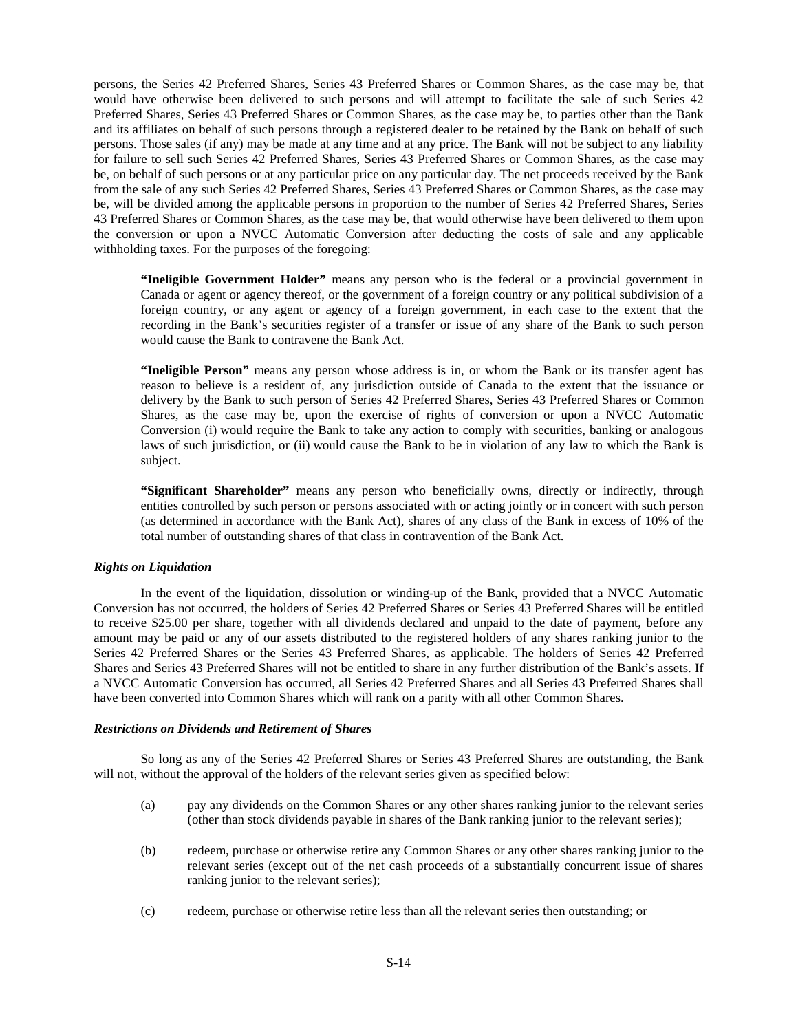persons, the Series 42 Preferred Shares, Series 43 Preferred Shares or Common Shares, as the case may be, that would have otherwise been delivered to such persons and will attempt to facilitate the sale of such Series 42 Preferred Shares, Series 43 Preferred Shares or Common Shares, as the case may be, to parties other than the Bank and its affiliates on behalf of such persons through a registered dealer to be retained by the Bank on behalf of such persons. Those sales (if any) may be made at any time and at any price. The Bank will not be subject to any liability for failure to sell such Series 42 Preferred Shares, Series 43 Preferred Shares or Common Shares, as the case may be, on behalf of such persons or at any particular price on any particular day. The net proceeds received by the Bank from the sale of any such Series 42 Preferred Shares, Series 43 Preferred Shares or Common Shares, as the case may be, will be divided among the applicable persons in proportion to the number of Series 42 Preferred Shares, Series 43 Preferred Shares or Common Shares, as the case may be, that would otherwise have been delivered to them upon the conversion or upon a NVCC Automatic Conversion after deducting the costs of sale and any applicable withholding taxes. For the purposes of the foregoing:

> **"Ineligible Government Holder"** means any person who is the federal or a provincial government in Canada or agent or agency thereof, or the government of a foreign country or any political subdivision of a foreign country, or any agent or agency of a foreign government, in each case to the extent that the recording in the Bank's securities register of a transfer or issue of any share of the Bank to such person would cause the Bank to contravene the Bank Act.
>
> **"Ineligible Person"** means any person whose address is in, or whom the Bank or its transfer agent has reason to believe is a resident of, any jurisdiction outside of Canada to the extent that the issuance or delivery by the Bank to such person of Series 42 Preferred Shares, Series 43 Preferred Shares or Common Shares, as the case may be, upon the exercise of rights of conversion or upon a NVCC Automatic Conversion (i) would require the Bank to take any action to comply with securities, banking or analogous laws of such jurisdiction, or (ii) would cause the Bank to be in violation of any law to which the Bank is subject.
>
> **"Significant Shareholder"** means any person who beneficially owns, directly or indirectly, through entities controlled by such person or persons associated with or acting jointly or in concert with such person (as determined in accordance with the Bank Act), shares of any class of the Bank in excess of 10% of the total number of outstanding shares of that class in contravention of the Bank Act.

### *Rights on Liquidation*

In the event of the liquidation, dissolution or winding-up of the Bank, provided that a NVCC Automatic Conversion has not occurred, the holders of Series 42 Preferred Shares or Series 43 Preferred Shares will be entitled to receive $25.00 per share, together with all dividends declared and unpaid to the date of payment, before any amount may be paid or any of our assets distributed to the registered holders of any shares ranking junior to the Series 42 Preferred Shares or the Series 43 Preferred Shares, as applicable. The holders of Series 42 Preferred Shares and Series 43 Preferred Shares will not be entitled to share in any further distribution of the Bank's assets. If a NVCC Automatic Conversion has occurred, all Series 42 Preferred Shares and all Series 43 Preferred Shares shall have been converted into Common Shares which will rank on a parity with all other Common Shares.

### *Restrictions on Dividends and Retirement of Shares*

So long as any of the Series 42 Preferred Shares or Series 43 Preferred Shares are outstanding, the Bank will not, without the approval of the holders of the relevant series given as specified below:

(a) pay any dividends on the Common Shares or any other shares ranking junior to the relevant series (other than stock dividends payable in shares of the Bank ranking junior to the relevant series);

(b) redeem, purchase or otherwise retire any Common Shares or any other shares ranking junior to the relevant series (except out of the net cash proceeds of a substantially concurrent issue of shares ranking junior to the relevant series);

(c) redeem, purchase or otherwise retire less than all the relevant series then outstanding; or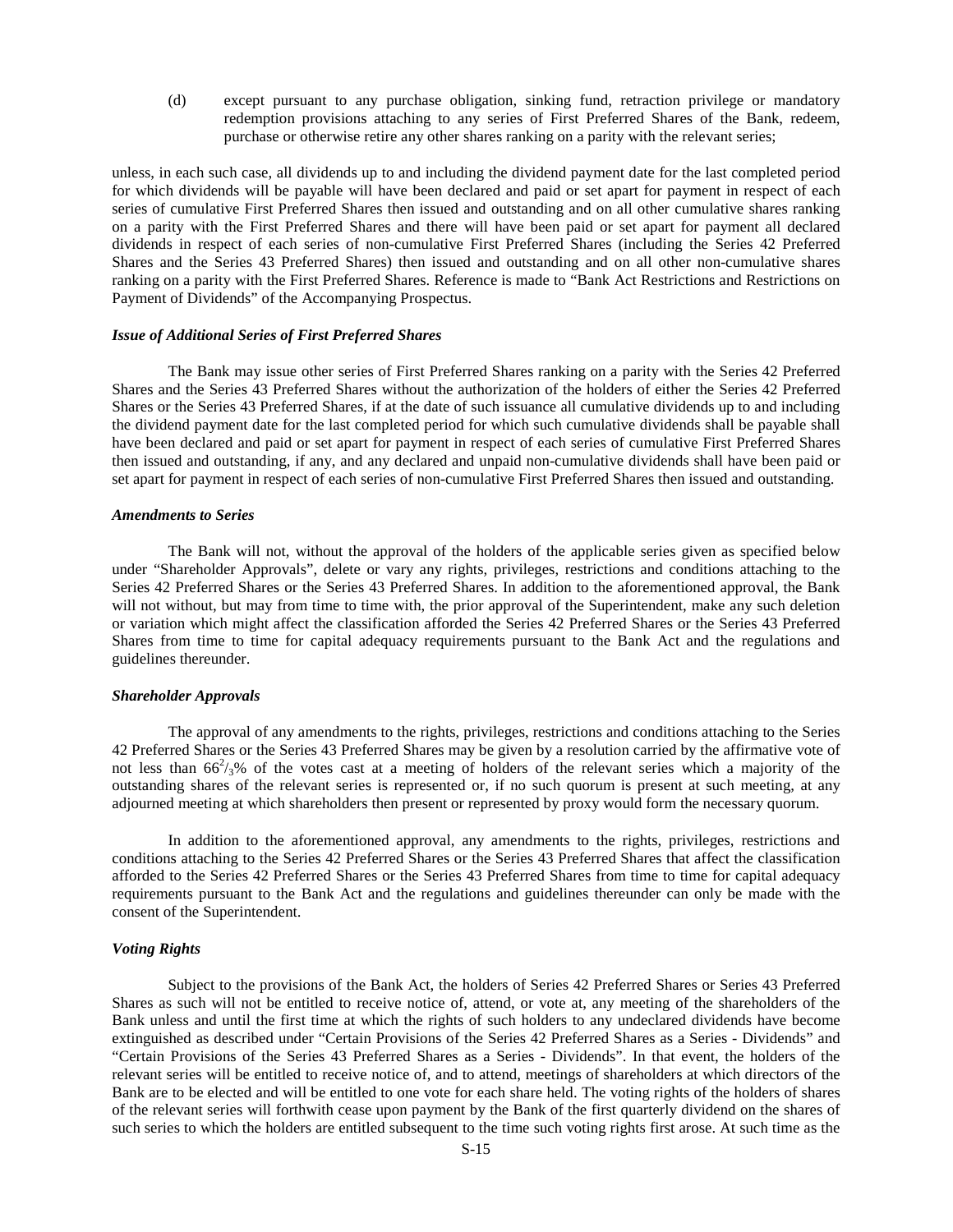(d) except pursuant to any purchase obligation, sinking fund, retraction privilege or mandatory redemption provisions attaching to any series of First Preferred Shares of the Bank, redeem, purchase or otherwise retire any other shares ranking on a parity with the relevant series;

unless, in each such case, all dividends up to and including the dividend payment date for the last completed period for which dividends will be payable will have been declared and paid or set apart for payment in respect of each series of cumulative First Preferred Shares then issued and outstanding and on all other cumulative shares ranking on a parity with the First Preferred Shares and there will have been paid or set apart for payment all declared dividends in respect of each series of non-cumulative First Preferred Shares (including the Series 42 Preferred Shares and the Series 43 Preferred Shares) then issued and outstanding and on all other non-cumulative shares ranking on a parity with the First Preferred Shares. Reference is made to "Bank Act Restrictions and Restrictions on Payment of Dividends" of the Accompanying Prospectus.

### *Issue of Additional Series of First Preferred Shares*

The Bank may issue other series of First Preferred Shares ranking on a parity with the Series 42 Preferred Shares and the Series 43 Preferred Shares without the authorization of the holders of either the Series 42 Preferred Shares or the Series 43 Preferred Shares, if at the date of such issuance all cumulative dividends up to and including the dividend payment date for the last completed period for which such cumulative dividends shall be payable shall have been declared and paid or set apart for payment in respect of each series of cumulative First Preferred Shares then issued and outstanding, if any, and any declared and unpaid non-cumulative dividends shall have been paid or set apart for payment in respect of each series of non-cumulative First Preferred Shares then issued and outstanding.

### *Amendments to Series*

The Bank will not, without the approval of the holders of the applicable series given as specified below under "Shareholder Approvals", delete or vary any rights, privileges, restrictions and conditions attaching to the Series 42 Preferred Shares or the Series 43 Preferred Shares. In addition to the aforementioned approval, the Bank will not without, but may from time to time with, the prior approval of the Superintendent, make any such deletion or variation which might affect the classification afforded the Series 42 Preferred Shares or the Series 43 Preferred Shares from time to time for capital adequacy requirements pursuant to the Bank Act and the regulations and guidelines thereunder.

### *Shareholder Approvals*

The approval of any amendments to the rights, privileges, restrictions and conditions attaching to the Series 42 Preferred Shares or the Series 43 Preferred Shares may be given by a resolution carried by the affirmative vote of not less than $66^2/_3$% of the votes cast at a meeting of holders of the relevant series which a majority of the outstanding shares of the relevant series is represented or, if no such quorum is present at such meeting, at any adjourned meeting at which shareholders then present or represented by proxy would form the necessary quorum.

In addition to the aforementioned approval, any amendments to the rights, privileges, restrictions and conditions attaching to the Series 42 Preferred Shares or the Series 43 Preferred Shares that affect the classification afforded to the Series 42 Preferred Shares or the Series 43 Preferred Shares from time to time for capital adequacy requirements pursuant to the Bank Act and the regulations and guidelines thereunder can only be made with the consent of the Superintendent.

### *Voting Rights*

Subject to the provisions of the Bank Act, the holders of Series 42 Preferred Shares or Series 43 Preferred Shares as such will not be entitled to receive notice of, attend, or vote at, any meeting of the shareholders of the Bank unless and until the first time at which the rights of such holders to any undeclared dividends have become extinguished as described under "Certain Provisions of the Series 42 Preferred Shares as a Series - Dividends" and "Certain Provisions of the Series 43 Preferred Shares as a Series - Dividends". In that event, the holders of the relevant series will be entitled to receive notice of, and to attend, meetings of shareholders at which directors of the Bank are to be elected and will be entitled to one vote for each share held. The voting rights of the holders of shares of the relevant series will forthwith cease upon payment by the Bank of the first quarterly dividend on the shares of such series to which the holders are entitled subsequent to the time such voting rights first arose. At such time as the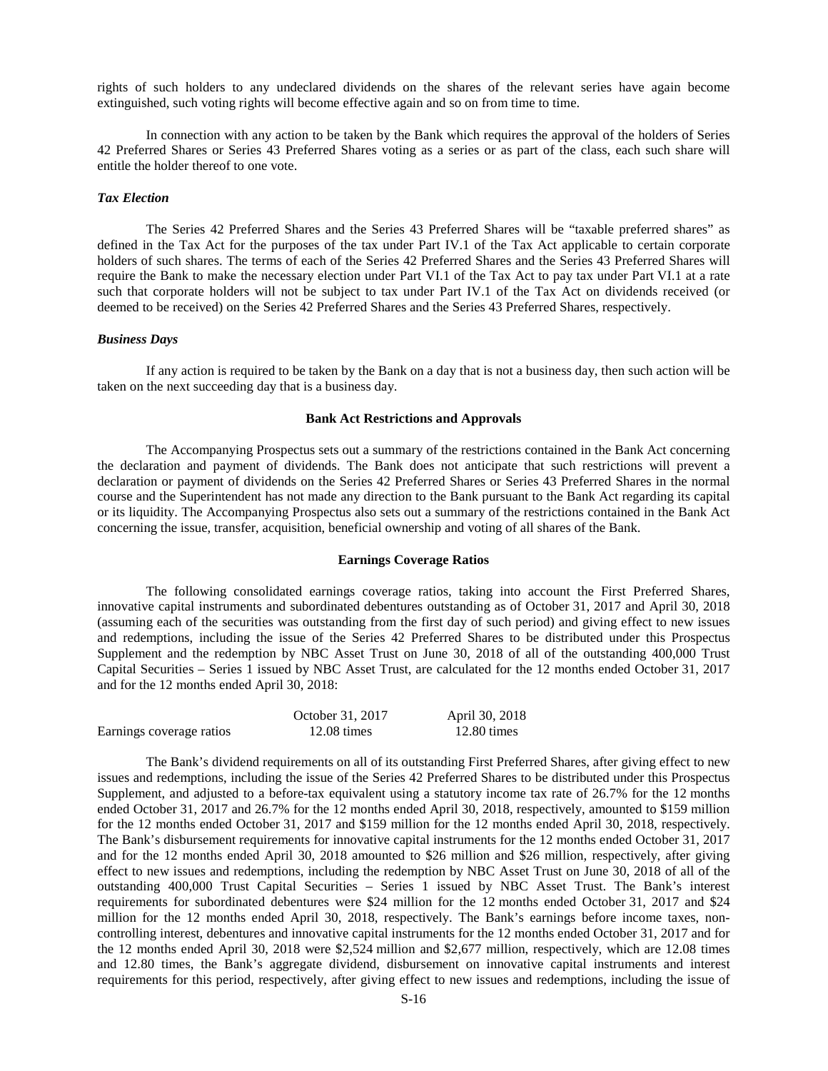rights of such holders to any undeclared dividends on the shares of the relevant series have again become extinguished, such voting rights will become effective again and so on from time to time.

In connection with any action to be taken by the Bank which requires the approval of the holders of Series 42 Preferred Shares or Series 43 Preferred Shares voting as a series or as part of the class, each such share will entitle the holder thereof to one vote.

***Tax Election***

The Series 42 Preferred Shares and the Series 43 Preferred Shares will be "taxable preferred shares" as defined in the Tax Act for the purposes of the tax under Part IV.1 of the Tax Act applicable to certain corporate holders of such shares. The terms of each of the Series 42 Preferred Shares and the Series 43 Preferred Shares will require the Bank to make the necessary election under Part VI.1 of the Tax Act to pay tax under Part VI.1 at a rate such that corporate holders will not be subject to tax under Part IV.1 of the Tax Act on dividends received (or deemed to be received) on the Series 42 Preferred Shares and the Series 43 Preferred Shares, respectively.

***Business Days***

If any action is required to be taken by the Bank on a day that is not a business day, then such action will be taken on the next succeeding day that is a business day.

**Bank Act Restrictions and Approvals**

The Accompanying Prospectus sets out a summary of the restrictions contained in the Bank Act concerning the declaration and payment of dividends. The Bank does not anticipate that such restrictions will prevent a declaration or payment of dividends on the Series 42 Preferred Shares or Series 43 Preferred Shares in the normal course and the Superintendent has not made any direction to the Bank pursuant to the Bank Act regarding its capital or its liquidity. The Accompanying Prospectus also sets out a summary of the restrictions contained in the Bank Act concerning the issue, transfer, acquisition, beneficial ownership and voting of all shares of the Bank.

**Earnings Coverage Ratios**

The following consolidated earnings coverage ratios, taking into account the First Preferred Shares, innovative capital instruments and subordinated debentures outstanding as of October 31, 2017 and April 30, 2018 (assuming each of the securities was outstanding from the first day of such period) and giving effect to new issues and redemptions, including the issue of the Series 42 Preferred Shares to be distributed under this Prospectus Supplement and the redemption by NBC Asset Trust on June 30, 2018 of all of the outstanding 400,000 Trust Capital Securities – Series 1 issued by NBC Asset Trust, are calculated for the 12 months ended October 31, 2017 and for the 12 months ended April 30, 2018:

| | October 31, 2017 | April 30, 2018 |
|---|---|---|
| Earnings coverage ratios | 12.08 times | 12.80 times |

The Bank's dividend requirements on all of its outstanding First Preferred Shares, after giving effect to new issues and redemptions, including the issue of the Series 42 Preferred Shares to be distributed under this Prospectus Supplement, and adjusted to a before-tax equivalent using a statutory income tax rate of 26.7% for the 12 months ended October 31, 2017 and 26.7% for the 12 months ended April 30, 2018, respectively, amounted to $159 million for the 12 months ended October 31, 2017 and $159 million for the 12 months ended April 30, 2018, respectively. The Bank's disbursement requirements for innovative capital instruments for the 12 months ended October 31, 2017 and for the 12 months ended April 30, 2018 amounted to $26 million and $26 million, respectively, after giving effect to new issues and redemptions, including the redemption by NBC Asset Trust on June 30, 2018 of all of the outstanding 400,000 Trust Capital Securities – Series 1 issued by NBC Asset Trust. The Bank's interest requirements for subordinated debentures were $24 million for the 12 months ended October 31, 2017 and $24 million for the 12 months ended April 30, 2018, respectively. The Bank's earnings before income taxes, non-controlling interest, debentures and innovative capital instruments for the 12 months ended October 31, 2017 and for the 12 months ended April 30, 2018 were $2,524 million and $2,677 million, respectively, which are 12.08 times and 12.80 times, the Bank's aggregate dividend, disbursement on innovative capital instruments and interest requirements for this period, respectively, after giving effect to new issues and redemptions, including the issue of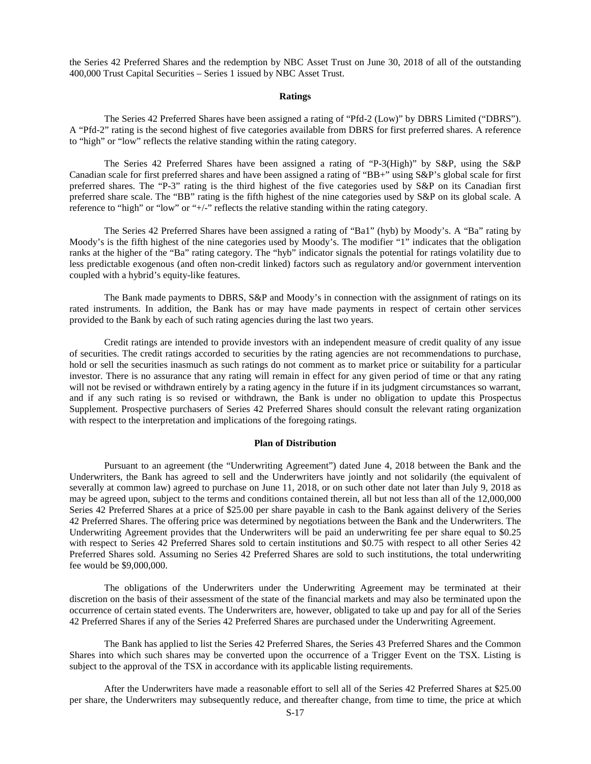the Series 42 Preferred Shares and the redemption by NBC Asset Trust on June 30, 2018 of all of the outstanding 400,000 Trust Capital Securities – Series 1 issued by NBC Asset Trust.

## Ratings

The Series 42 Preferred Shares have been assigned a rating of "Pfd-2 (Low)" by DBRS Limited ("DBRS"). A "Pfd-2" rating is the second highest of five categories available from DBRS for first preferred shares. A reference to "high" or "low" reflects the relative standing within the rating category.

The Series 42 Preferred Shares have been assigned a rating of "P-3(High)" by S&P, using the S&P Canadian scale for first preferred shares and have been assigned a rating of "BB+" using S&P's global scale for first preferred shares. The "P-3" rating is the third highest of the five categories used by S&P on its Canadian first preferred share scale. The "BB" rating is the fifth highest of the nine categories used by S&P on its global scale. A reference to "high" or "low" or "+/-" reflects the relative standing within the rating category.

The Series 42 Preferred Shares have been assigned a rating of "Ba1" (hyb) by Moody's. A "Ba" rating by Moody's is the fifth highest of the nine categories used by Moody's. The modifier "1" indicates that the obligation ranks at the higher of the "Ba" rating category. The "hyb" indicator signals the potential for ratings volatility due to less predictable exogenous (and often non-credit linked) factors such as regulatory and/or government intervention coupled with a hybrid's equity-like features.

The Bank made payments to DBRS, S&P and Moody's in connection with the assignment of ratings on its rated instruments. In addition, the Bank has or may have made payments in respect of certain other services provided to the Bank by each of such rating agencies during the last two years.

Credit ratings are intended to provide investors with an independent measure of credit quality of any issue of securities. The credit ratings accorded to securities by the rating agencies are not recommendations to purchase, hold or sell the securities inasmuch as such ratings do not comment as to market price or suitability for a particular investor. There is no assurance that any rating will remain in effect for any given period of time or that any rating will not be revised or withdrawn entirely by a rating agency in the future if in its judgment circumstances so warrant, and if any such rating is so revised or withdrawn, the Bank is under no obligation to update this Prospectus Supplement. Prospective purchasers of Series 42 Preferred Shares should consult the relevant rating organization with respect to the interpretation and implications of the foregoing ratings.

## Plan of Distribution

Pursuant to an agreement (the "Underwriting Agreement") dated June 4, 2018 between the Bank and the Underwriters, the Bank has agreed to sell and the Underwriters have jointly and not solidarily (the equivalent of severally at common law) agreed to purchase on June 11, 2018, or on such other date not later than July 9, 2018 as may be agreed upon, subject to the terms and conditions contained therein, all but not less than all of the 12,000,000 Series 42 Preferred Shares at a price of $25.00 per share payable in cash to the Bank against delivery of the Series 42 Preferred Shares. The offering price was determined by negotiations between the Bank and the Underwriters. The Underwriting Agreement provides that the Underwriters will be paid an underwriting fee per share equal to $0.25 with respect to Series 42 Preferred Shares sold to certain institutions and $0.75 with respect to all other Series 42 Preferred Shares sold. Assuming no Series 42 Preferred Shares are sold to such institutions, the total underwriting fee would be $9,000,000.

The obligations of the Underwriters under the Underwriting Agreement may be terminated at their discretion on the basis of their assessment of the state of the financial markets and may also be terminated upon the occurrence of certain stated events. The Underwriters are, however, obligated to take up and pay for all of the Series 42 Preferred Shares if any of the Series 42 Preferred Shares are purchased under the Underwriting Agreement.

The Bank has applied to list the Series 42 Preferred Shares, the Series 43 Preferred Shares and the Common Shares into which such shares may be converted upon the occurrence of a Trigger Event on the TSX. Listing is subject to the approval of the TSX in accordance with its applicable listing requirements.

After the Underwriters have made a reasonable effort to sell all of the Series 42 Preferred Shares at $25.00 per share, the Underwriters may subsequently reduce, and thereafter change, from time to time, the price at which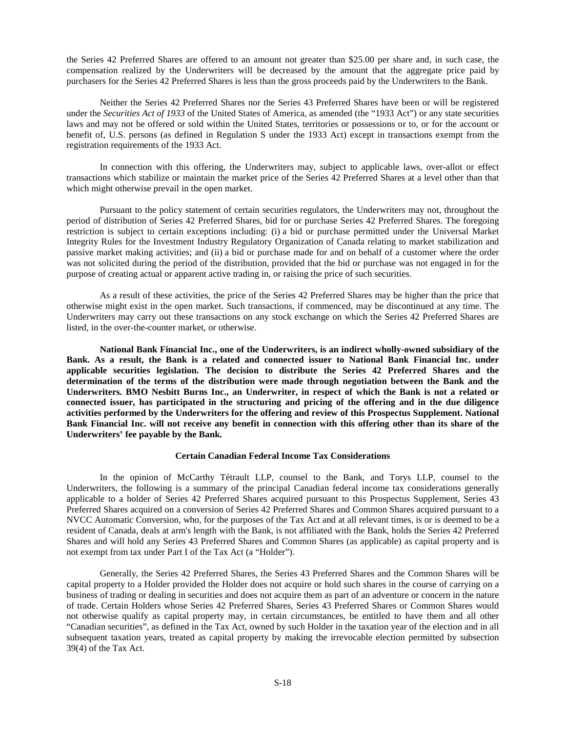the Series 42 Preferred Shares are offered to an amount not greater than $25.00 per share and, in such case, the compensation realized by the Underwriters will be decreased by the amount that the aggregate price paid by purchasers for the Series 42 Preferred Shares is less than the gross proceeds paid by the Underwriters to the Bank.

Neither the Series 42 Preferred Shares nor the Series 43 Preferred Shares have been or will be registered under the *Securities Act of 1933* of the United States of America, as amended (the "1933 Act") or any state securities laws and may not be offered or sold within the United States, territories or possessions or to, or for the account or benefit of, U.S. persons (as defined in Regulation S under the 1933 Act) except in transactions exempt from the registration requirements of the 1933 Act.

In connection with this offering, the Underwriters may, subject to applicable laws, over-allot or effect transactions which stabilize or maintain the market price of the Series 42 Preferred Shares at a level other than that which might otherwise prevail in the open market.

Pursuant to the policy statement of certain securities regulators, the Underwriters may not, throughout the period of distribution of Series 42 Preferred Shares, bid for or purchase Series 42 Preferred Shares. The foregoing restriction is subject to certain exceptions including: (i) a bid or purchase permitted under the Universal Market Integrity Rules for the Investment Industry Regulatory Organization of Canada relating to market stabilization and passive market making activities; and (ii) a bid or purchase made for and on behalf of a customer where the order was not solicited during the period of the distribution, provided that the bid or purchase was not engaged in for the purpose of creating actual or apparent active trading in, or raising the price of such securities.

As a result of these activities, the price of the Series 42 Preferred Shares may be higher than the price that otherwise might exist in the open market. Such transactions, if commenced, may be discontinued at any time. The Underwriters may carry out these transactions on any stock exchange on which the Series 42 Preferred Shares are listed, in the over-the-counter market, or otherwise.

**National Bank Financial Inc., one of the Underwriters, is an indirect wholly-owned subsidiary of the Bank. As a result, the Bank is a related and connected issuer to National Bank Financial Inc. under applicable securities legislation. The decision to distribute the Series 42 Preferred Shares and the determination of the terms of the distribution were made through negotiation between the Bank and the Underwriters. BMO Nesbitt Burns Inc., an Underwriter, in respect of which the Bank is not a related or connected issuer, has participated in the structuring and pricing of the offering and in the due diligence activities performed by the Underwriters for the offering and review of this Prospectus Supplement. National Bank Financial Inc. will not receive any benefit in connection with this offering other than its share of the Underwriters' fee payable by the Bank.**

## Certain Canadian Federal Income Tax Considerations

In the opinion of McCarthy Tétrault LLP, counsel to the Bank, and Torys LLP, counsel to the Underwriters, the following is a summary of the principal Canadian federal income tax considerations generally applicable to a holder of Series 42 Preferred Shares acquired pursuant to this Prospectus Supplement, Series 43 Preferred Shares acquired on a conversion of Series 42 Preferred Shares and Common Shares acquired pursuant to a NVCC Automatic Conversion, who, for the purposes of the Tax Act and at all relevant times, is or is deemed to be a resident of Canada, deals at arm's length with the Bank, is not affiliated with the Bank, holds the Series 42 Preferred Shares and will hold any Series 43 Preferred Shares and Common Shares (as applicable) as capital property and is not exempt from tax under Part I of the Tax Act (a "Holder").

Generally, the Series 42 Preferred Shares, the Series 43 Preferred Shares and the Common Shares will be capital property to a Holder provided the Holder does not acquire or hold such shares in the course of carrying on a business of trading or dealing in securities and does not acquire them as part of an adventure or concern in the nature of trade. Certain Holders whose Series 42 Preferred Shares, Series 43 Preferred Shares or Common Shares would not otherwise qualify as capital property may, in certain circumstances, be entitled to have them and all other "Canadian securities", as defined in the Tax Act, owned by such Holder in the taxation year of the election and in all subsequent taxation years, treated as capital property by making the irrevocable election permitted by subsection 39(4) of the Tax Act.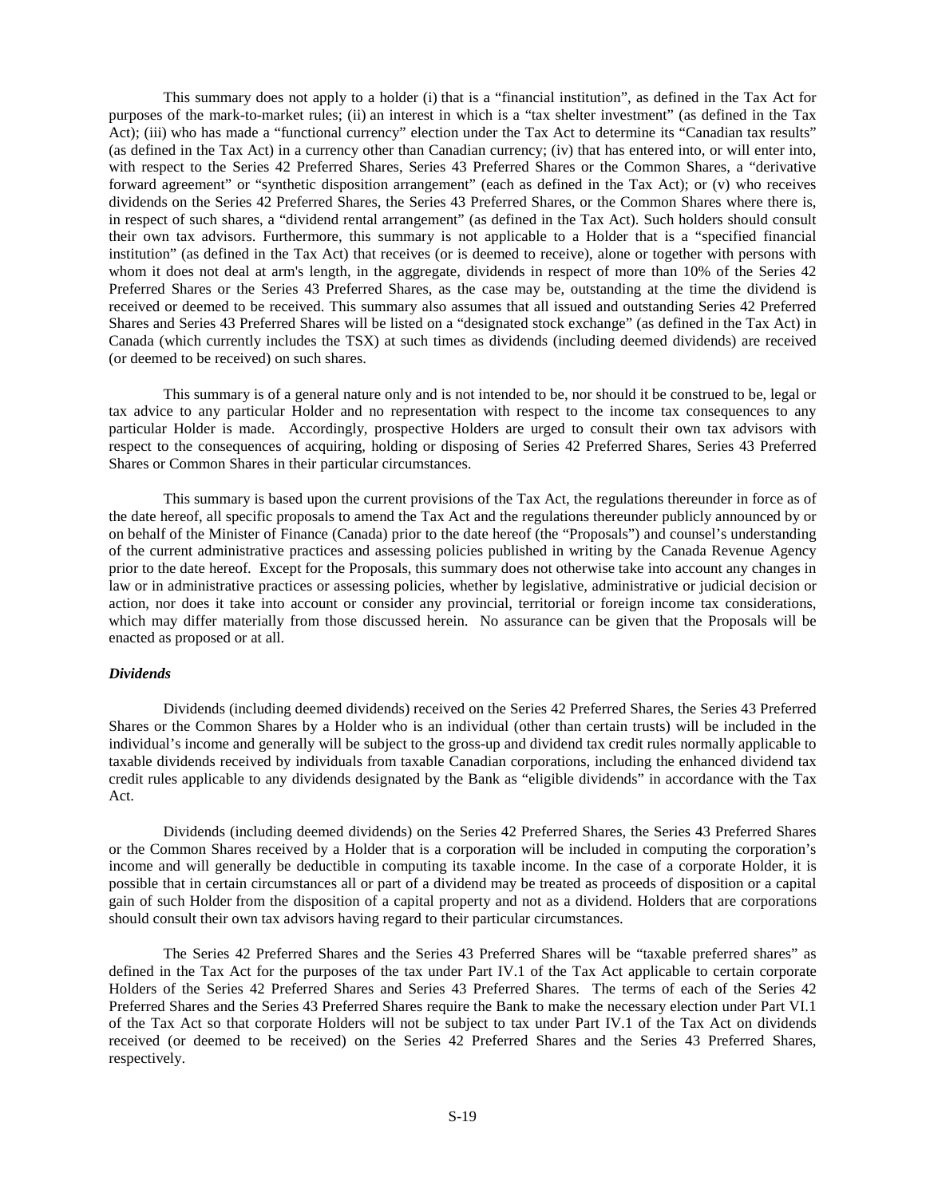This summary does not apply to a holder (i) that is a "financial institution", as defined in the Tax Act for purposes of the mark-to-market rules; (ii) an interest in which is a "tax shelter investment" (as defined in the Tax Act); (iii) who has made a "functional currency" election under the Tax Act to determine its "Canadian tax results" (as defined in the Tax Act) in a currency other than Canadian currency; (iv) that has entered into, or will enter into, with respect to the Series 42 Preferred Shares, Series 43 Preferred Shares or the Common Shares, a "derivative forward agreement" or "synthetic disposition arrangement" (each as defined in the Tax Act); or (v) who receives dividends on the Series 42 Preferred Shares, the Series 43 Preferred Shares, or the Common Shares where there is, in respect of such shares, a "dividend rental arrangement" (as defined in the Tax Act). Such holders should consult their own tax advisors. Furthermore, this summary is not applicable to a Holder that is a "specified financial institution" (as defined in the Tax Act) that receives (or is deemed to receive), alone or together with persons with whom it does not deal at arm's length, in the aggregate, dividends in respect of more than 10% of the Series 42 Preferred Shares or the Series 43 Preferred Shares, as the case may be, outstanding at the time the dividend is received or deemed to be received. This summary also assumes that all issued and outstanding Series 42 Preferred Shares and Series 43 Preferred Shares will be listed on a "designated stock exchange" (as defined in the Tax Act) in Canada (which currently includes the TSX) at such times as dividends (including deemed dividends) are received (or deemed to be received) on such shares.

This summary is of a general nature only and is not intended to be, nor should it be construed to be, legal or tax advice to any particular Holder and no representation with respect to the income tax consequences to any particular Holder is made. Accordingly, prospective Holders are urged to consult their own tax advisors with respect to the consequences of acquiring, holding or disposing of Series 42 Preferred Shares, Series 43 Preferred Shares or Common Shares in their particular circumstances.

This summary is based upon the current provisions of the Tax Act, the regulations thereunder in force as of the date hereof, all specific proposals to amend the Tax Act and the regulations thereunder publicly announced by or on behalf of the Minister of Finance (Canada) prior to the date hereof (the "Proposals") and counsel's understanding of the current administrative practices and assessing policies published in writing by the Canada Revenue Agency prior to the date hereof. Except for the Proposals, this summary does not otherwise take into account any changes in law or in administrative practices or assessing policies, whether by legislative, administrative or judicial decision or action, nor does it take into account or consider any provincial, territorial or foreign income tax considerations, which may differ materially from those discussed herein. No assurance can be given that the Proposals will be enacted as proposed or at all.

***Dividends***

Dividends (including deemed dividends) received on the Series 42 Preferred Shares, the Series 43 Preferred Shares or the Common Shares by a Holder who is an individual (other than certain trusts) will be included in the individual's income and generally will be subject to the gross-up and dividend tax credit rules normally applicable to taxable dividends received by individuals from taxable Canadian corporations, including the enhanced dividend tax credit rules applicable to any dividends designated by the Bank as "eligible dividends" in accordance with the Tax Act.

Dividends (including deemed dividends) on the Series 42 Preferred Shares, the Series 43 Preferred Shares or the Common Shares received by a Holder that is a corporation will be included in computing the corporation's income and will generally be deductible in computing its taxable income. In the case of a corporate Holder, it is possible that in certain circumstances all or part of a dividend may be treated as proceeds of disposition or a capital gain of such Holder from the disposition of a capital property and not as a dividend. Holders that are corporations should consult their own tax advisors having regard to their particular circumstances.

The Series 42 Preferred Shares and the Series 43 Preferred Shares will be "taxable preferred shares" as defined in the Tax Act for the purposes of the tax under Part IV.1 of the Tax Act applicable to certain corporate Holders of the Series 42 Preferred Shares and Series 43 Preferred Shares. The terms of each of the Series 42 Preferred Shares and the Series 43 Preferred Shares require the Bank to make the necessary election under Part VI.1 of the Tax Act so that corporate Holders will not be subject to tax under Part IV.1 of the Tax Act on dividends received (or deemed to be received) on the Series 42 Preferred Shares and the Series 43 Preferred Shares, respectively.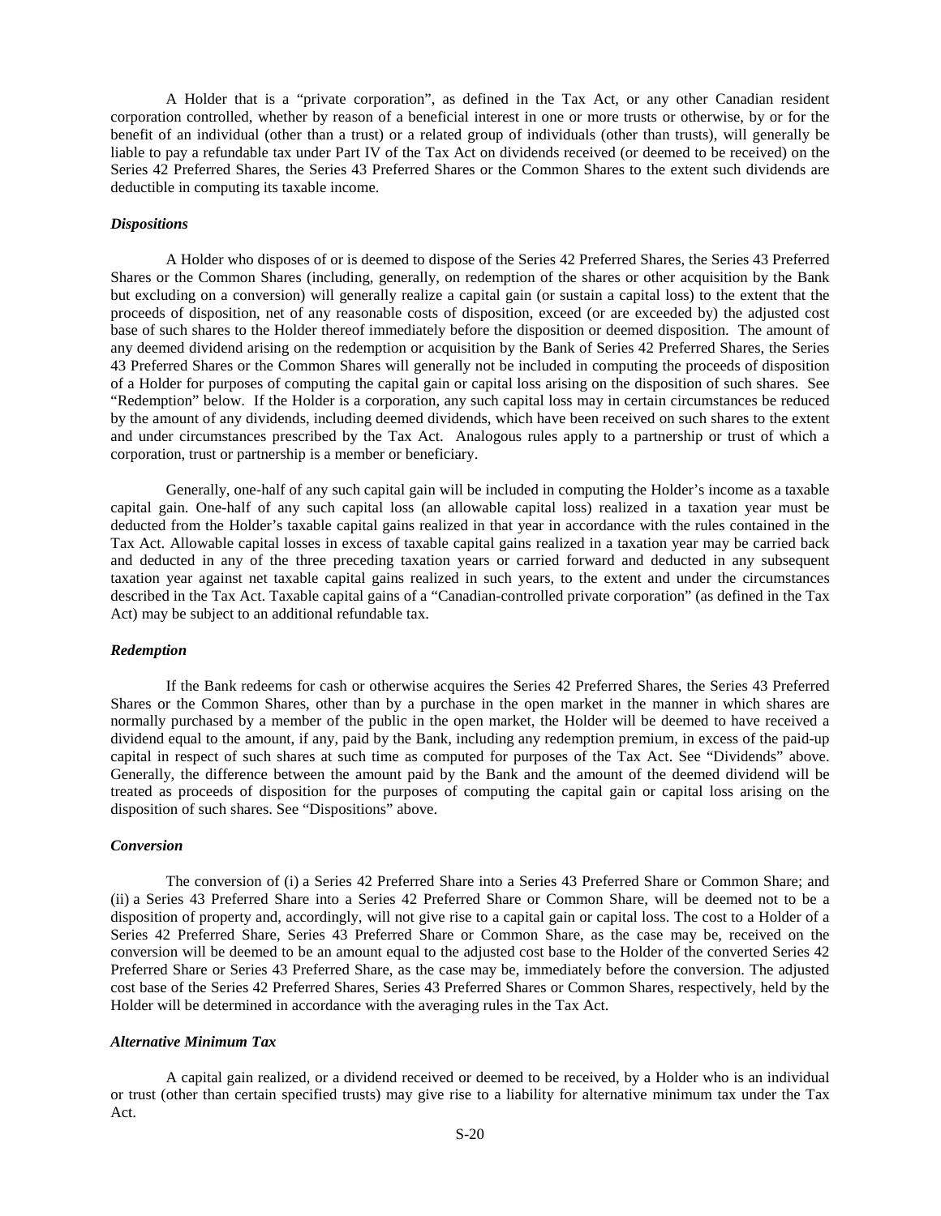A Holder that is a "private corporation", as defined in the Tax Act, or any other Canadian resident corporation controlled, whether by reason of a beneficial interest in one or more trusts or otherwise, by or for the benefit of an individual (other than a trust) or a related group of individuals (other than trusts), will generally be liable to pay a refundable tax under Part IV of the Tax Act on dividends received (or deemed to be received) on the Series 42 Preferred Shares, the Series 43 Preferred Shares or the Common Shares to the extent such dividends are deductible in computing its taxable income.

***Dispositions***

A Holder who disposes of or is deemed to dispose of the Series 42 Preferred Shares, the Series 43 Preferred Shares or the Common Shares (including, generally, on redemption of the shares or other acquisition by the Bank but excluding on a conversion) will generally realize a capital gain (or sustain a capital loss) to the extent that the proceeds of disposition, net of any reasonable costs of disposition, exceed (or are exceeded by) the adjusted cost base of such shares to the Holder thereof immediately before the disposition or deemed disposition. The amount of any deemed dividend arising on the redemption or acquisition by the Bank of Series 42 Preferred Shares, the Series 43 Preferred Shares or the Common Shares will generally not be included in computing the proceeds of disposition of a Holder for purposes of computing the capital gain or capital loss arising on the disposition of such shares. See "Redemption" below. If the Holder is a corporation, any such capital loss may in certain circumstances be reduced by the amount of any dividends, including deemed dividends, which have been received on such shares to the extent and under circumstances prescribed by the Tax Act. Analogous rules apply to a partnership or trust of which a corporation, trust or partnership is a member or beneficiary.

Generally, one-half of any such capital gain will be included in computing the Holder's income as a taxable capital gain. One-half of any such capital loss (an allowable capital loss) realized in a taxation year must be deducted from the Holder's taxable capital gains realized in that year in accordance with the rules contained in the Tax Act. Allowable capital losses in excess of taxable capital gains realized in a taxation year may be carried back and deducted in any of the three preceding taxation years or carried forward and deducted in any subsequent taxation year against net taxable capital gains realized in such years, to the extent and under the circumstances described in the Tax Act. Taxable capital gains of a "Canadian-controlled private corporation" (as defined in the Tax Act) may be subject to an additional refundable tax.

***Redemption***

If the Bank redeems for cash or otherwise acquires the Series 42 Preferred Shares, the Series 43 Preferred Shares or the Common Shares, other than by a purchase in the open market in the manner in which shares are normally purchased by a member of the public in the open market, the Holder will be deemed to have received a dividend equal to the amount, if any, paid by the Bank, including any redemption premium, in excess of the paid-up capital in respect of such shares at such time as computed for purposes of the Tax Act. See "Dividends" above. Generally, the difference between the amount paid by the Bank and the amount of the deemed dividend will be treated as proceeds of disposition for the purposes of computing the capital gain or capital loss arising on the disposition of such shares. See "Dispositions" above.

***Conversion***

The conversion of (i) a Series 42 Preferred Share into a Series 43 Preferred Share or Common Share; and (ii) a Series 43 Preferred Share into a Series 42 Preferred Share or Common Share, will be deemed not to be a disposition of property and, accordingly, will not give rise to a capital gain or capital loss. The cost to a Holder of a Series 42 Preferred Share, Series 43 Preferred Share or Common Share, as the case may be, received on the conversion will be deemed to be an amount equal to the adjusted cost base to the Holder of the converted Series 42 Preferred Share or Series 43 Preferred Share, as the case may be, immediately before the conversion. The adjusted cost base of the Series 42 Preferred Shares, Series 43 Preferred Shares or Common Shares, respectively, held by the Holder will be determined in accordance with the averaging rules in the Tax Act.

***Alternative Minimum Tax***

A capital gain realized, or a dividend received or deemed to be received, by a Holder who is an individual or trust (other than certain specified trusts) may give rise to a liability for alternative minimum tax under the Tax Act.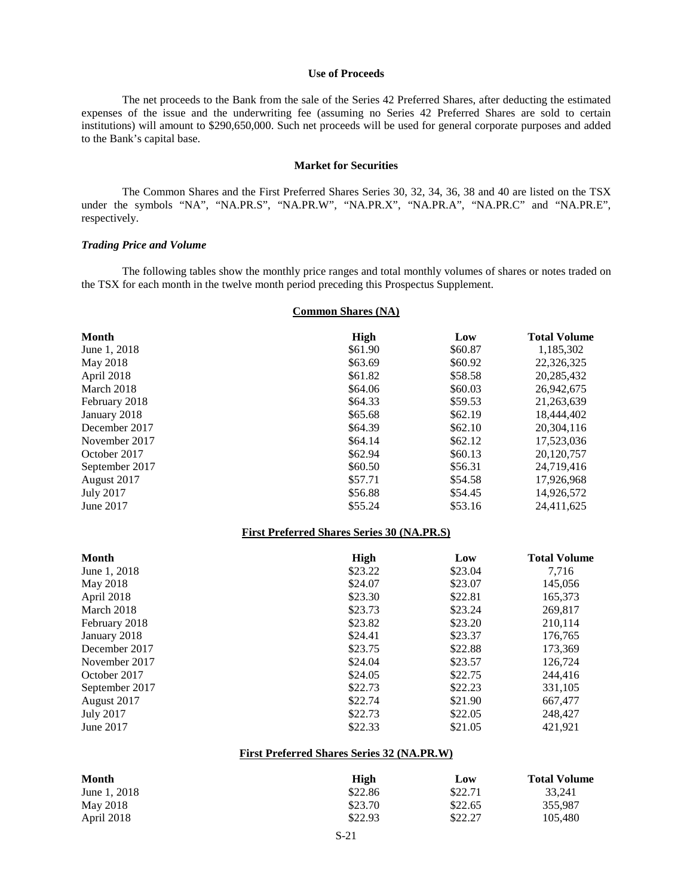**Use of Proceeds**

The net proceeds to the Bank from the sale of the Series 42 Preferred Shares, after deducting the estimated expenses of the issue and the underwriting fee (assuming no Series 42 Preferred Shares are sold to certain institutions) will amount to $290,650,000. Such net proceeds will be used for general corporate purposes and added to the Bank's capital base.

**Market for Securities**

The Common Shares and the First Preferred Shares Series 30, 32, 34, 36, 38 and 40 are listed on the TSX under the symbols "NA", "NA.PR.S", "NA.PR.W", "NA.PR.X", "NA.PR.A", "NA.PR.C" and "NA.PR.E", respectively.

***Trading Price and Volume***

The following tables show the monthly price ranges and total monthly volumes of shares or notes traded on the TSX for each month in the twelve month period preceding this Prospectus Supplement.

**Common Shares (NA)**

| Month | High | Low | Total Volume |
|---|---|---|---|
| June 1, 2018 | $61.90 | $60.87 | 1,185,302 |
| May 2018 | $63.69 | $60.92 | 22,326,325 |
| April 2018 | $61.82 | $58.58 | 20,285,432 |
| March 2018 | $64.06 | $60.03 | 26,942,675 |
| February 2018 | $64.33 | $59.53 | 21,263,639 |
| January 2018 | $65.68 | $62.19 | 18,444,402 |
| December 2017 | $64.39 | $62.10 | 20,304,116 |
| November 2017 | $64.14 | $62.12 | 17,523,036 |
| October 2017 | $62.94 | $60.13 | 20,120,757 |
| September 2017 | $60.50 | $56.31 | 24,719,416 |
| August 2017 | $57.71 | $54.58 | 17,926,968 |
| July 2017 | $56.88 | $54.45 | 14,926,572 |
| June 2017 | $55.24 | $53.16 | 24,411,625 |

**First Preferred Shares Series 30 (NA.PR.S)**

| Month | High | Low | Total Volume |
|---|---|---|---|
| June 1, 2018 | $23.22 | $23.04 | 7,716 |
| May 2018 | $24.07 | $23.07 | 145,056 |
| April 2018 | $23.30 | $22.81 | 165,373 |
| March 2018 | $23.73 | $23.24 | 269,817 |
| February 2018 | $23.82 | $23.20 | 210,114 |
| January 2018 | $24.41 | $23.37 | 176,765 |
| December 2017 | $23.75 | $22.88 | 173,369 |
| November 2017 | $24.04 | $23.57 | 126,724 |
| October 2017 | $24.05 | $22.75 | 244,416 |
| September 2017 | $22.73 | $22.23 | 331,105 |
| August 2017 | $22.74 | $21.90 | 667,477 |
| July 2017 | $22.73 | $22.05 | 248,427 |
| June 2017 | $22.33 | $21.05 | 421,921 |

**First Preferred Shares Series 32 (NA.PR.W)**

| Month | High | Low | Total Volume |
|---|---|---|---|
| June 1, 2018 | $22.86 | $22.71 | 33,241 |
| May 2018 | $23.70 | $22.65 | 355,987 |
| April 2018 | $22.93 | $22.27 | 105,480 |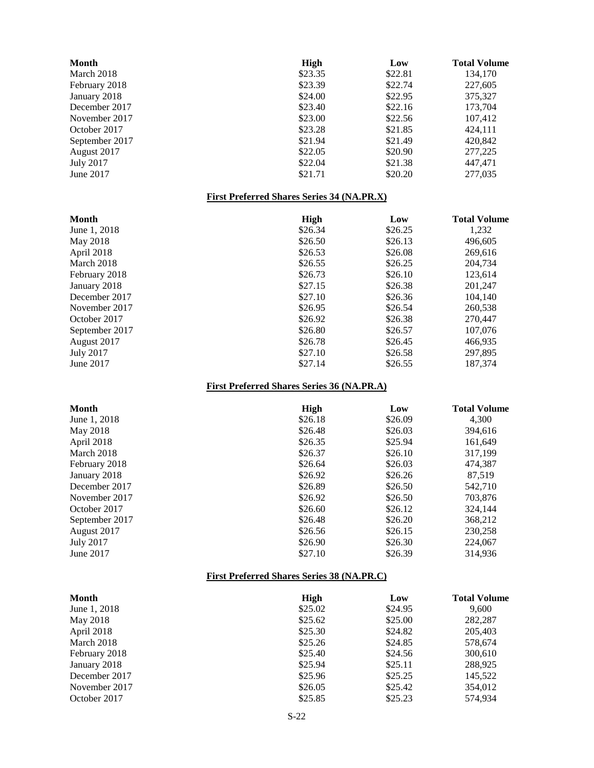| Month | High | Low | Total Volume |
|---|---|---|---|
| March 2018 | $23.35 | $22.81 | 134,170 |
| February 2018 | $23.39 | $22.74 | 227,605 |
| January 2018 | $24.00 | $22.95 | 375,327 |
| December 2017 | $23.40 | $22.16 | 173,704 |
| November 2017 | $23.00 | $22.56 | 107,412 |
| October 2017 | $23.28 | $21.85 | 424,111 |
| September 2017 | $21.94 | $21.49 | 420,842 |
| August 2017 | $22.05 | $20.90 | 277,225 |
| July 2017 | $22.04 | $21.38 | 447,471 |
| June 2017 | $21.71 | $20.20 | 277,035 |

**First Preferred Shares Series 34 (NA.PR.X)**

| Month | High | Low | Total Volume |
|---|---|---|---|
| June 1, 2018 | $26.34 | $26.25 | 1,232 |
| May 2018 | $26.50 | $26.13 | 496,605 |
| April 2018 | $26.53 | $26.08 | 269,616 |
| March 2018 | $26.55 | $26.25 | 204,734 |
| February 2018 | $26.73 | $26.10 | 123,614 |
| January 2018 | $27.15 | $26.38 | 201,247 |
| December 2017 | $27.10 | $26.36 | 104,140 |
| November 2017 | $26.95 | $26.54 | 260,538 |
| October 2017 | $26.92 | $26.38 | 270,447 |
| September 2017 | $26.80 | $26.57 | 107,076 |
| August 2017 | $26.78 | $26.45 | 466,935 |
| July 2017 | $27.10 | $26.58 | 297,895 |
| June 2017 | $27.14 | $26.55 | 187,374 |

**First Preferred Shares Series 36 (NA.PR.A)**

| Month | High | Low | Total Volume |
|---|---|---|---|
| June 1, 2018 | $26.18 | $26.09 | 4,300 |
| May 2018 | $26.48 | $26.03 | 394,616 |
| April 2018 | $26.35 | $25.94 | 161,649 |
| March 2018 | $26.37 | $26.10 | 317,199 |
| February 2018 | $26.64 | $26.03 | 474,387 |
| January 2018 | $26.92 | $26.26 | 87,519 |
| December 2017 | $26.89 | $26.50 | 542,710 |
| November 2017 | $26.92 | $26.50 | 703,876 |
| October 2017 | $26.60 | $26.12 | 324,144 |
| September 2017 | $26.48 | $26.20 | 368,212 |
| August 2017 | $26.56 | $26.15 | 230,258 |
| July 2017 | $26.90 | $26.30 | 224,067 |
| June 2017 | $27.10 | $26.39 | 314,936 |

**First Preferred Shares Series 38 (NA.PR.C)**

| Month | High | Low | Total Volume |
|---|---|---|---|
| June 1, 2018 | $25.02 | $24.95 | 9,600 |
| May 2018 | $25.62 | $25.00 | 282,287 |
| April 2018 | $25.30 | $24.82 | 205,403 |
| March 2018 | $25.26 | $24.85 | 578,674 |
| February 2018 | $25.40 | $24.56 | 300,610 |
| January 2018 | $25.94 | $25.11 | 288,925 |
| December 2017 | $25.96 | $25.25 | 145,522 |
| November 2017 | $26.05 | $25.42 | 354,012 |
| October 2017 | $25.85 | $25.23 | 574,934 |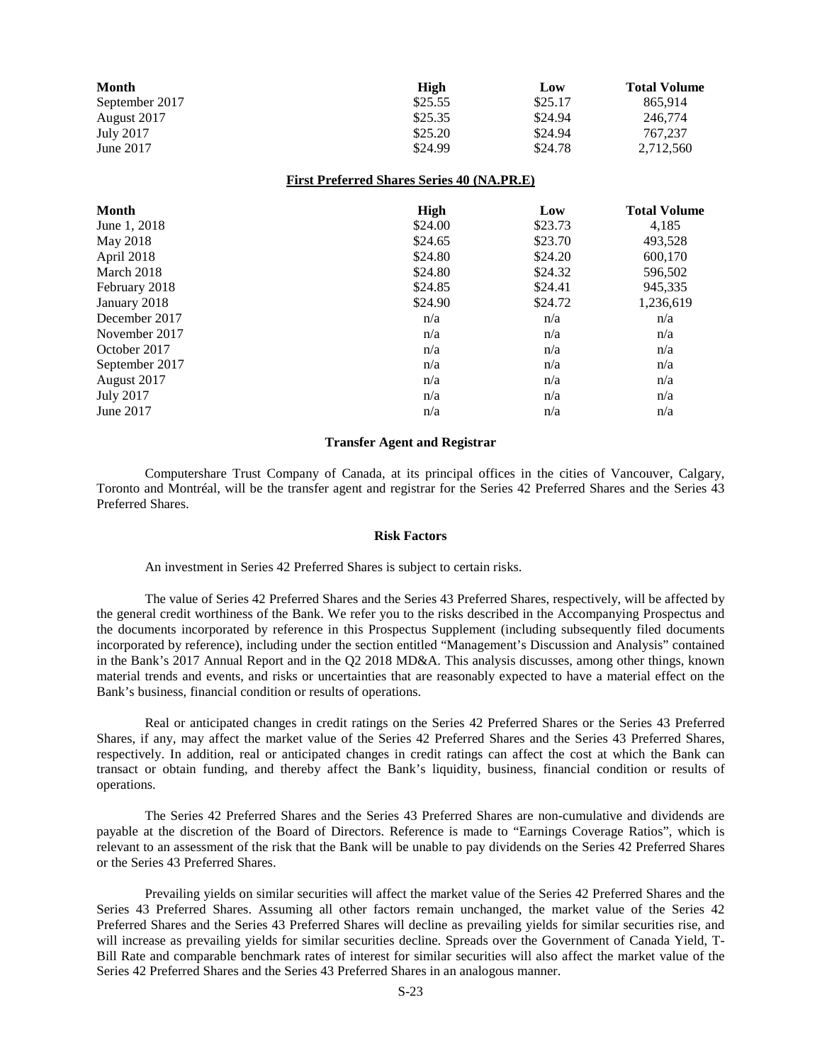| Month | High | Low | Total Volume |
| --- | --- | --- | --- |
| September 2017 | $25.55 | $25.17 | 865,914 |
| August 2017 | $25.35 | $24.94 | 246,774 |
| July 2017 | $25.20 | $24.94 | 767,237 |
| June 2017 | $24.99 | $24.78 | 2,712,560 |

**First Preferred Shares Series 40 (NA.PR.E)**

| Month | High | Low | Total Volume |
| --- | --- | --- | --- |
| June 1, 2018 | $24.00 | $23.73 | 4,185 |
| May 2018 | $24.65 | $23.70 | 493,528 |
| April 2018 | $24.80 | $24.20 | 600,170 |
| March 2018 | $24.80 | $24.32 | 596,502 |
| February 2018 | $24.85 | $24.41 | 945,335 |
| January 2018 | $24.90 | $24.72 | 1,236,619 |
| December 2017 | n/a | n/a | n/a |
| November 2017 | n/a | n/a | n/a |
| October 2017 | n/a | n/a | n/a |
| September 2017 | n/a | n/a | n/a |
| August 2017 | n/a | n/a | n/a |
| July 2017 | n/a | n/a | n/a |
| June 2017 | n/a | n/a | n/a |

## Transfer Agent and Registrar

Computershare Trust Company of Canada, at its principal offices in the cities of Vancouver, Calgary, Toronto and Montréal, will be the transfer agent and registrar for the Series 42 Preferred Shares and the Series 43 Preferred Shares.

## Risk Factors

An investment in Series 42 Preferred Shares is subject to certain risks.

The value of Series 42 Preferred Shares and the Series 43 Preferred Shares, respectively, will be affected by the general credit worthiness of the Bank. We refer you to the risks described in the Accompanying Prospectus and the documents incorporated by reference in this Prospectus Supplement (including subsequently filed documents incorporated by reference), including under the section entitled "Management's Discussion and Analysis" contained in the Bank's 2017 Annual Report and in the Q2 2018 MD&A. This analysis discusses, among other things, known material trends and events, and risks or uncertainties that are reasonably expected to have a material effect on the Bank's business, financial condition or results of operations.

Real or anticipated changes in credit ratings on the Series 42 Preferred Shares or the Series 43 Preferred Shares, if any, may affect the market value of the Series 42 Preferred Shares and the Series 43 Preferred Shares, respectively. In addition, real or anticipated changes in credit ratings can affect the cost at which the Bank can transact or obtain funding, and thereby affect the Bank's liquidity, business, financial condition or results of operations.

The Series 42 Preferred Shares and the Series 43 Preferred Shares are non-cumulative and dividends are payable at the discretion of the Board of Directors. Reference is made to "Earnings Coverage Ratios", which is relevant to an assessment of the risk that the Bank will be unable to pay dividends on the Series 42 Preferred Shares or the Series 43 Preferred Shares.

Prevailing yields on similar securities will affect the market value of the Series 42 Preferred Shares and the Series 43 Preferred Shares. Assuming all other factors remain unchanged, the market value of the Series 42 Preferred Shares and the Series 43 Preferred Shares will decline as prevailing yields for similar securities rise, and will increase as prevailing yields for similar securities decline. Spreads over the Government of Canada Yield, T-Bill Rate and comparable benchmark rates of interest for similar securities will also affect the market value of the Series 42 Preferred Shares and the Series 43 Preferred Shares in an analogous manner.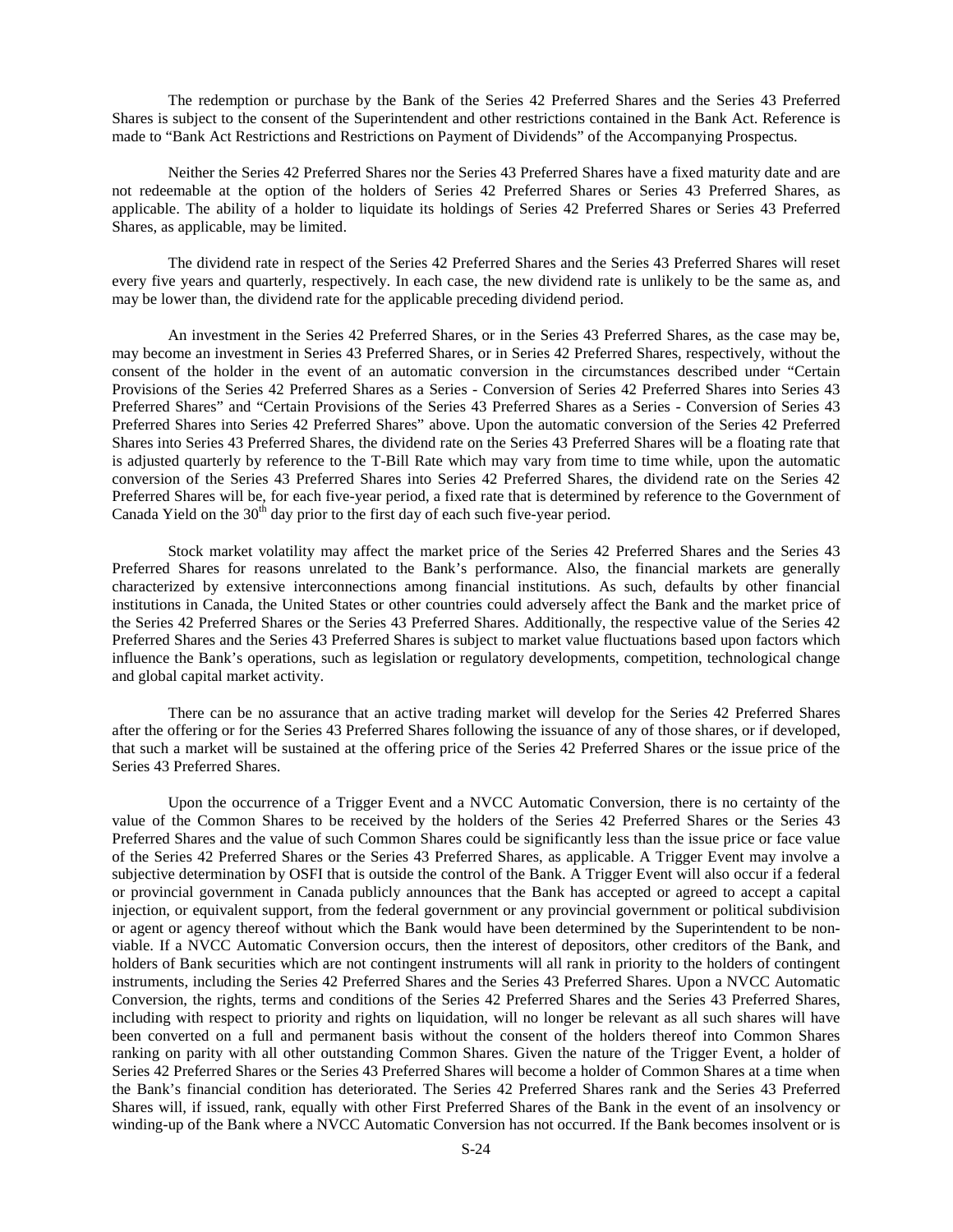The redemption or purchase by the Bank of the Series 42 Preferred Shares and the Series 43 Preferred Shares is subject to the consent of the Superintendent and other restrictions contained in the Bank Act. Reference is made to "Bank Act Restrictions and Restrictions on Payment of Dividends" of the Accompanying Prospectus.

Neither the Series 42 Preferred Shares nor the Series 43 Preferred Shares have a fixed maturity date and are not redeemable at the option of the holders of Series 42 Preferred Shares or Series 43 Preferred Shares, as applicable. The ability of a holder to liquidate its holdings of Series 42 Preferred Shares or Series 43 Preferred Shares, as applicable, may be limited.

The dividend rate in respect of the Series 42 Preferred Shares and the Series 43 Preferred Shares will reset every five years and quarterly, respectively. In each case, the new dividend rate is unlikely to be the same as, and may be lower than, the dividend rate for the applicable preceding dividend period.

An investment in the Series 42 Preferred Shares, or in the Series 43 Preferred Shares, as the case may be, may become an investment in Series 43 Preferred Shares, or in Series 42 Preferred Shares, respectively, without the consent of the holder in the event of an automatic conversion in the circumstances described under "Certain Provisions of the Series 42 Preferred Shares as a Series - Conversion of Series 42 Preferred Shares into Series 43 Preferred Shares" and "Certain Provisions of the Series 43 Preferred Shares as a Series - Conversion of Series 43 Preferred Shares into Series 42 Preferred Shares" above. Upon the automatic conversion of the Series 42 Preferred Shares into Series 43 Preferred Shares, the dividend rate on the Series 43 Preferred Shares will be a floating rate that is adjusted quarterly by reference to the T-Bill Rate which may vary from time to time while, upon the automatic conversion of the Series 43 Preferred Shares into Series 42 Preferred Shares, the dividend rate on the Series 42 Preferred Shares will be, for each five-year period, a fixed rate that is determined by reference to the Government of Canada Yield on the 30th day prior to the first day of each such five-year period.

Stock market volatility may affect the market price of the Series 42 Preferred Shares and the Series 43 Preferred Shares for reasons unrelated to the Bank's performance. Also, the financial markets are generally characterized by extensive interconnections among financial institutions. As such, defaults by other financial institutions in Canada, the United States or other countries could adversely affect the Bank and the market price of the Series 42 Preferred Shares or the Series 43 Preferred Shares. Additionally, the respective value of the Series 42 Preferred Shares and the Series 43 Preferred Shares is subject to market value fluctuations based upon factors which influence the Bank's operations, such as legislation or regulatory developments, competition, technological change and global capital market activity.

There can be no assurance that an active trading market will develop for the Series 42 Preferred Shares after the offering or for the Series 43 Preferred Shares following the issuance of any of those shares, or if developed, that such a market will be sustained at the offering price of the Series 42 Preferred Shares or the issue price of the Series 43 Preferred Shares.

Upon the occurrence of a Trigger Event and a NVCC Automatic Conversion, there is no certainty of the value of the Common Shares to be received by the holders of the Series 42 Preferred Shares or the Series 43 Preferred Shares and the value of such Common Shares could be significantly less than the issue price or face value of the Series 42 Preferred Shares or the Series 43 Preferred Shares, as applicable. A Trigger Event may involve a subjective determination by OSFI that is outside the control of the Bank. A Trigger Event will also occur if a federal or provincial government in Canada publicly announces that the Bank has accepted or agreed to accept a capital injection, or equivalent support, from the federal government or any provincial government or political subdivision or agent or agency thereof without which the Bank would have been determined by the Superintendent to be non-viable. If a NVCC Automatic Conversion occurs, then the interest of depositors, other creditors of the Bank, and holders of Bank securities which are not contingent instruments will all rank in priority to the holders of contingent instruments, including the Series 42 Preferred Shares and the Series 43 Preferred Shares. Upon a NVCC Automatic Conversion, the rights, terms and conditions of the Series 42 Preferred Shares and the Series 43 Preferred Shares, including with respect to priority and rights on liquidation, will no longer be relevant as all such shares will have been converted on a full and permanent basis without the consent of the holders thereof into Common Shares ranking on parity with all other outstanding Common Shares. Given the nature of the Trigger Event, a holder of Series 42 Preferred Shares or the Series 43 Preferred Shares will become a holder of Common Shares at a time when the Bank's financial condition has deteriorated. The Series 42 Preferred Shares rank and the Series 43 Preferred Shares will, if issued, rank, equally with other First Preferred Shares of the Bank in the event of an insolvency or winding-up of the Bank where a NVCC Automatic Conversion has not occurred. If the Bank becomes insolvent or is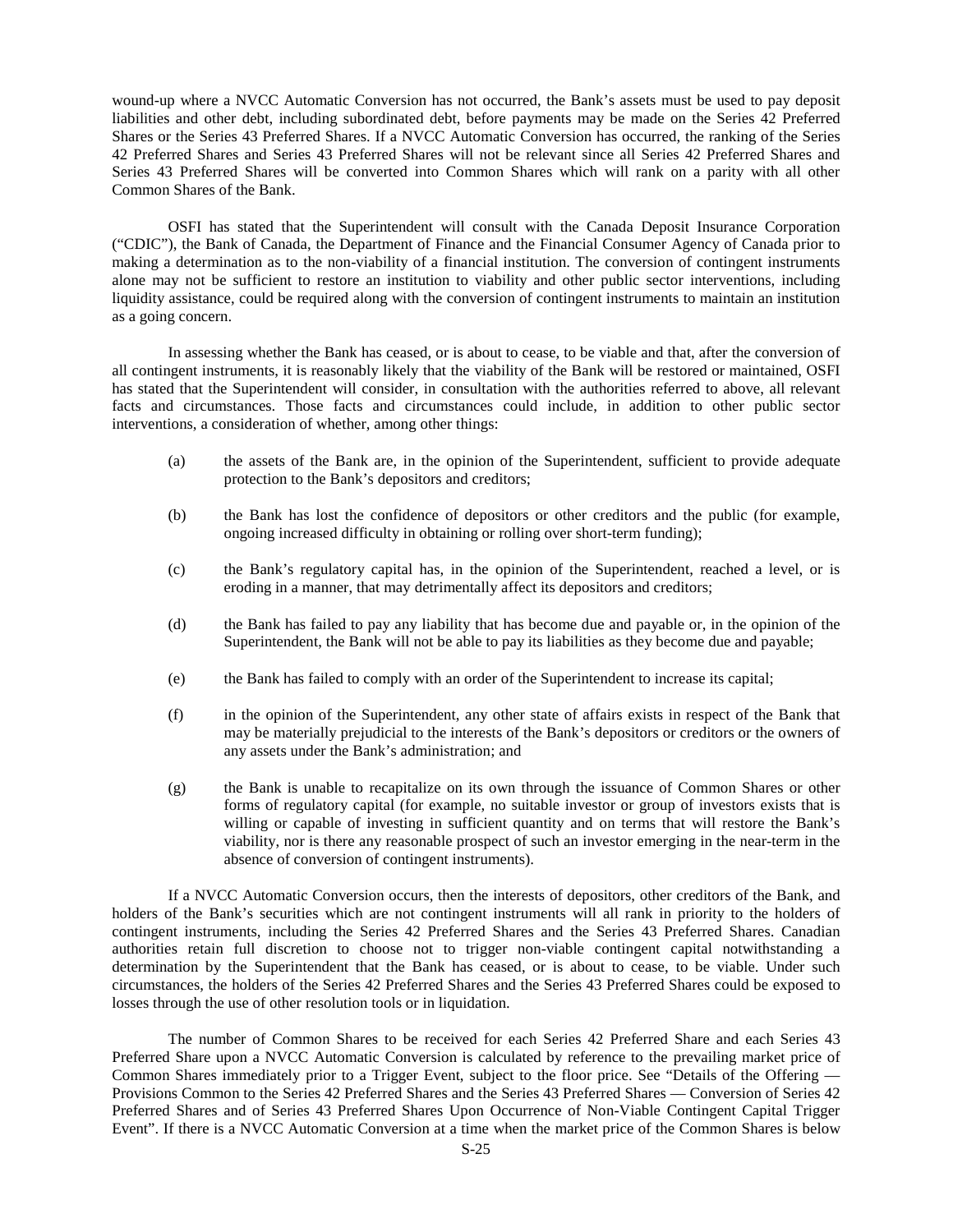wound-up where a NVCC Automatic Conversion has not occurred, the Bank's assets must be used to pay deposit liabilities and other debt, including subordinated debt, before payments may be made on the Series 42 Preferred Shares or the Series 43 Preferred Shares. If a NVCC Automatic Conversion has occurred, the ranking of the Series 42 Preferred Shares and Series 43 Preferred Shares will not be relevant since all Series 42 Preferred Shares and Series 43 Preferred Shares will be converted into Common Shares which will rank on a parity with all other Common Shares of the Bank.

OSFI has stated that the Superintendent will consult with the Canada Deposit Insurance Corporation ("CDIC"), the Bank of Canada, the Department of Finance and the Financial Consumer Agency of Canada prior to making a determination as to the non-viability of a financial institution. The conversion of contingent instruments alone may not be sufficient to restore an institution to viability and other public sector interventions, including liquidity assistance, could be required along with the conversion of contingent instruments to maintain an institution as a going concern.

In assessing whether the Bank has ceased, or is about to cease, to be viable and that, after the conversion of all contingent instruments, it is reasonably likely that the viability of the Bank will be restored or maintained, OSFI has stated that the Superintendent will consider, in consultation with the authorities referred to above, all relevant facts and circumstances. Those facts and circumstances could include, in addition to other public sector interventions, a consideration of whether, among other things:

(a) the assets of the Bank are, in the opinion of the Superintendent, sufficient to provide adequate protection to the Bank's depositors and creditors;

(b) the Bank has lost the confidence of depositors or other creditors and the public (for example, ongoing increased difficulty in obtaining or rolling over short-term funding);

(c) the Bank's regulatory capital has, in the opinion of the Superintendent, reached a level, or is eroding in a manner, that may detrimentally affect its depositors and creditors;

(d) the Bank has failed to pay any liability that has become due and payable or, in the opinion of the Superintendent, the Bank will not be able to pay its liabilities as they become due and payable;

(e) the Bank has failed to comply with an order of the Superintendent to increase its capital;

(f) in the opinion of the Superintendent, any other state of affairs exists in respect of the Bank that may be materially prejudicial to the interests of the Bank's depositors or creditors or the owners of any assets under the Bank's administration; and

(g) the Bank is unable to recapitalize on its own through the issuance of Common Shares or other forms of regulatory capital (for example, no suitable investor or group of investors exists that is willing or capable of investing in sufficient quantity and on terms that will restore the Bank's viability, nor is there any reasonable prospect of such an investor emerging in the near-term in the absence of conversion of contingent instruments).

If a NVCC Automatic Conversion occurs, then the interests of depositors, other creditors of the Bank, and holders of the Bank's securities which are not contingent instruments will all rank in priority to the holders of contingent instruments, including the Series 42 Preferred Shares and the Series 43 Preferred Shares. Canadian authorities retain full discretion to choose not to trigger non-viable contingent capital notwithstanding a determination by the Superintendent that the Bank has ceased, or is about to cease, to be viable. Under such circumstances, the holders of the Series 42 Preferred Shares and the Series 43 Preferred Shares could be exposed to losses through the use of other resolution tools or in liquidation.

The number of Common Shares to be received for each Series 42 Preferred Share and each Series 43 Preferred Share upon a NVCC Automatic Conversion is calculated by reference to the prevailing market price of Common Shares immediately prior to a Trigger Event, subject to the floor price. See "Details of the Offering — Provisions Common to the Series 42 Preferred Shares and the Series 43 Preferred Shares — Conversion of Series 42 Preferred Shares and of Series 43 Preferred Shares Upon Occurrence of Non-Viable Contingent Capital Trigger Event". If there is a NVCC Automatic Conversion at a time when the market price of the Common Shares is below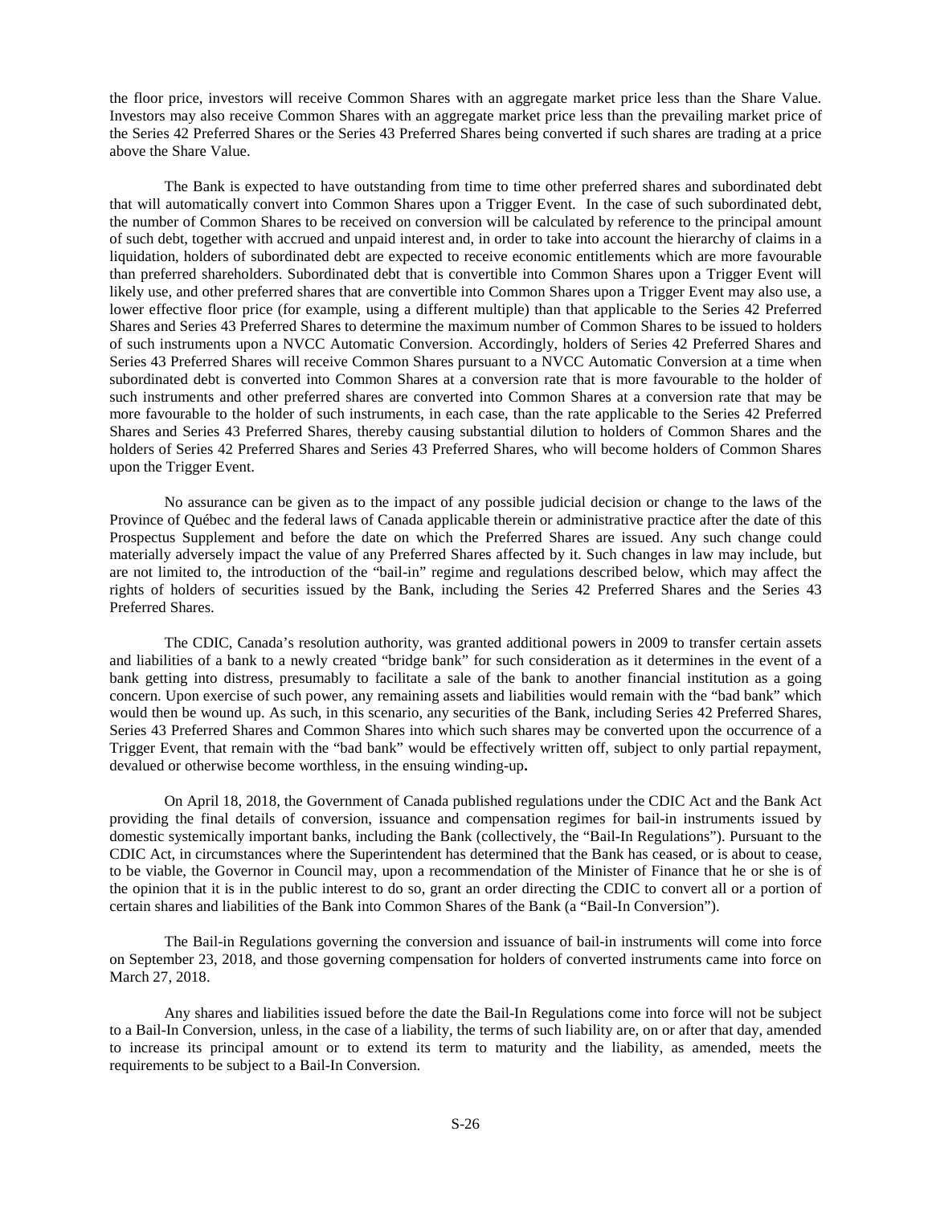the floor price, investors will receive Common Shares with an aggregate market price less than the Share Value. Investors may also receive Common Shares with an aggregate market price less than the prevailing market price of the Series 42 Preferred Shares or the Series 43 Preferred Shares being converted if such shares are trading at a price above the Share Value.

The Bank is expected to have outstanding from time to time other preferred shares and subordinated debt that will automatically convert into Common Shares upon a Trigger Event. In the case of such subordinated debt, the number of Common Shares to be received on conversion will be calculated by reference to the principal amount of such debt, together with accrued and unpaid interest and, in order to take into account the hierarchy of claims in a liquidation, holders of subordinated debt are expected to receive economic entitlements which are more favourable than preferred shareholders. Subordinated debt that is convertible into Common Shares upon a Trigger Event will likely use, and other preferred shares that are convertible into Common Shares upon a Trigger Event may also use, a lower effective floor price (for example, using a different multiple) than that applicable to the Series 42 Preferred Shares and Series 43 Preferred Shares to determine the maximum number of Common Shares to be issued to holders of such instruments upon a NVCC Automatic Conversion. Accordingly, holders of Series 42 Preferred Shares and Series 43 Preferred Shares will receive Common Shares pursuant to a NVCC Automatic Conversion at a time when subordinated debt is converted into Common Shares at a conversion rate that is more favourable to the holder of such instruments and other preferred shares are converted into Common Shares at a conversion rate that may be more favourable to the holder of such instruments, in each case, than the rate applicable to the Series 42 Preferred Shares and Series 43 Preferred Shares, thereby causing substantial dilution to holders of Common Shares and the holders of Series 42 Preferred Shares and Series 43 Preferred Shares, who will become holders of Common Shares upon the Trigger Event.

No assurance can be given as to the impact of any possible judicial decision or change to the laws of the Province of Québec and the federal laws of Canada applicable therein or administrative practice after the date of this Prospectus Supplement and before the date on which the Preferred Shares are issued. Any such change could materially adversely impact the value of any Preferred Shares affected by it. Such changes in law may include, but are not limited to, the introduction of the "bail-in" regime and regulations described below, which may affect the rights of holders of securities issued by the Bank, including the Series 42 Preferred Shares and the Series 43 Preferred Shares.

The CDIC, Canada's resolution authority, was granted additional powers in 2009 to transfer certain assets and liabilities of a bank to a newly created "bridge bank" for such consideration as it determines in the event of a bank getting into distress, presumably to facilitate a sale of the bank to another financial institution as a going concern. Upon exercise of such power, any remaining assets and liabilities would remain with the "bad bank" which would then be wound up. As such, in this scenario, any securities of the Bank, including Series 42 Preferred Shares, Series 43 Preferred Shares and Common Shares into which such shares may be converted upon the occurrence of a Trigger Event, that remain with the "bad bank" would be effectively written off, subject to only partial repayment, devalued or otherwise become worthless, in the ensuing winding-up.

On April 18, 2018, the Government of Canada published regulations under the CDIC Act and the Bank Act providing the final details of conversion, issuance and compensation regimes for bail-in instruments issued by domestic systemically important banks, including the Bank (collectively, the "Bail-In Regulations"). Pursuant to the CDIC Act, in circumstances where the Superintendent has determined that the Bank has ceased, or is about to cease, to be viable, the Governor in Council may, upon a recommendation of the Minister of Finance that he or she is of the opinion that it is in the public interest to do so, grant an order directing the CDIC to convert all or a portion of certain shares and liabilities of the Bank into Common Shares of the Bank (a "Bail-In Conversion").

The Bail-in Regulations governing the conversion and issuance of bail-in instruments will come into force on September 23, 2018, and those governing compensation for holders of converted instruments came into force on March 27, 2018.

Any shares and liabilities issued before the date the Bail-In Regulations come into force will not be subject to a Bail-In Conversion, unless, in the case of a liability, the terms of such liability are, on or after that day, amended to increase its principal amount or to extend its term to maturity and the liability, as amended, meets the requirements to be subject to a Bail-In Conversion.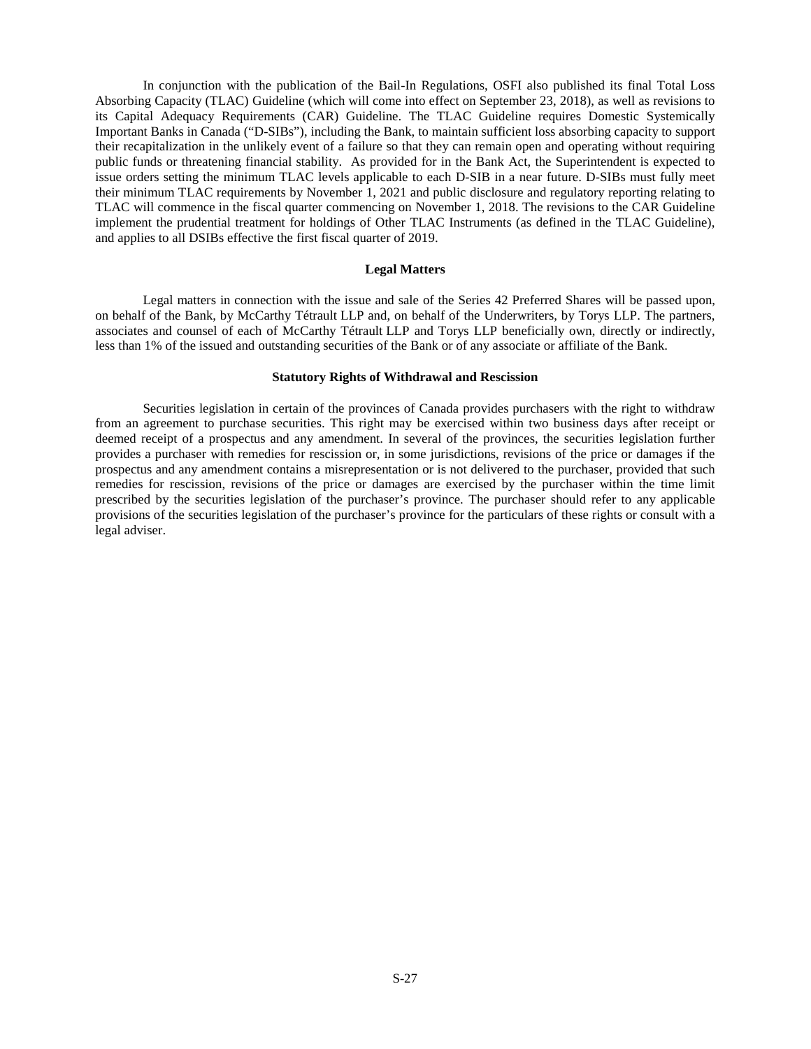In conjunction with the publication of the Bail-In Regulations, OSFI also published its final Total Loss Absorbing Capacity (TLAC) Guideline (which will come into effect on September 23, 2018), as well as revisions to its Capital Adequacy Requirements (CAR) Guideline. The TLAC Guideline requires Domestic Systemically Important Banks in Canada ("D-SIBs"), including the Bank, to maintain sufficient loss absorbing capacity to support their recapitalization in the unlikely event of a failure so that they can remain open and operating without requiring public funds or threatening financial stability. As provided for in the Bank Act, the Superintendent is expected to issue orders setting the minimum TLAC levels applicable to each D-SIB in a near future. D-SIBs must fully meet their minimum TLAC requirements by November 1, 2021 and public disclosure and regulatory reporting relating to TLAC will commence in the fiscal quarter commencing on November 1, 2018. The revisions to the CAR Guideline implement the prudential treatment for holdings of Other TLAC Instruments (as defined in the TLAC Guideline), and applies to all DSIBs effective the first fiscal quarter of 2019.

## Legal Matters

Legal matters in connection with the issue and sale of the Series 42 Preferred Shares will be passed upon, on behalf of the Bank, by McCarthy Tétrault LLP and, on behalf of the Underwriters, by Torys LLP. The partners, associates and counsel of each of McCarthy Tétrault LLP and Torys LLP beneficially own, directly or indirectly, less than 1% of the issued and outstanding securities of the Bank or of any associate or affiliate of the Bank.

## Statutory Rights of Withdrawal and Rescission

Securities legislation in certain of the provinces of Canada provides purchasers with the right to withdraw from an agreement to purchase securities. This right may be exercised within two business days after receipt or deemed receipt of a prospectus and any amendment. In several of the provinces, the securities legislation further provides a purchaser with remedies for rescission or, in some jurisdictions, revisions of the price or damages if the prospectus and any amendment contains a misrepresentation or is not delivered to the purchaser, provided that such remedies for rescission, revisions of the price or damages are exercised by the purchaser within the time limit prescribed by the securities legislation of the purchaser's province. The purchaser should refer to any applicable provisions of the securities legislation of the purchaser's province for the particulars of these rights or consult with a legal adviser.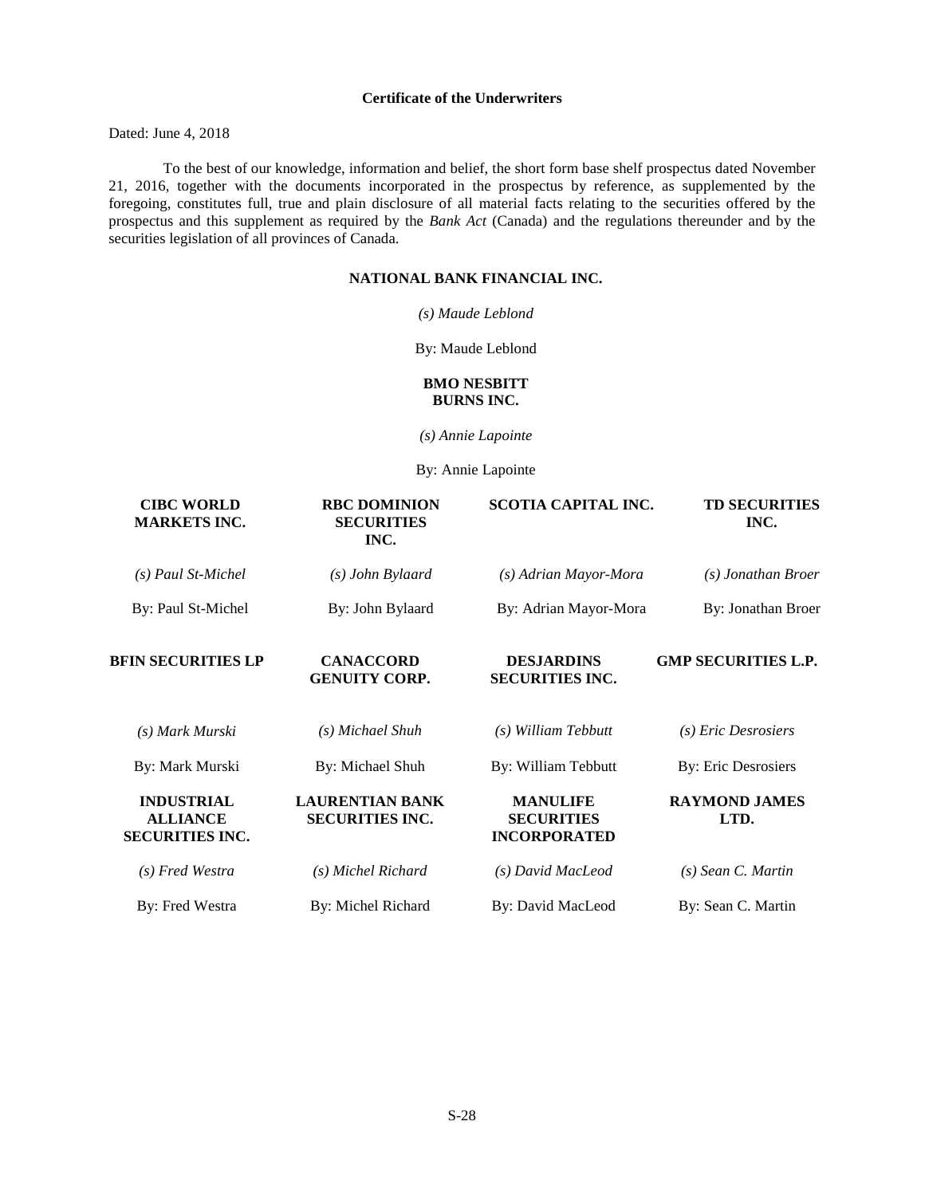**Certificate of the Underwriters**

Dated: June 4, 2018

To the best of our knowledge, information and belief, the short form base shelf prospectus dated November 21, 2016, together with the documents incorporated in the prospectus by reference, as supplemented by the foregoing, constitutes full, true and plain disclosure of all material facts relating to the securities offered by the prospectus and this supplement as required by the *Bank Act* (Canada) and the regulations thereunder and by the securities legislation of all provinces of Canada.

**NATIONAL BANK FINANCIAL INC.**

*(s) Maude Leblond*

By: Maude Leblond

**BMO NESBITT BURNS INC.**

*(s) Annie Lapointe*

By: Annie Lapointe

| | | | |
|---|---|---|---|
| **CIBC WORLD MARKETS INC.** | **RBC DOMINION SECURITIES INC.** | **SCOTIA CAPITAL INC.** | **TD SECURITIES INC.** |
| *(s) Paul St-Michel* | *(s) John Bylaard* | *(s) Adrian Mayor-Mora* | *(s) Jonathan Broer* |
| By: Paul St-Michel | By: John Bylaard | By: Adrian Mayor-Mora | By: Jonathan Broer |
| **BFIN SECURITIES LP** | **CANACCORD GENUITY CORP.** | **DESJARDINS SECURITIES INC.** | **GMP SECURITIES L.P.** |
| *(s) Mark Murski* | *(s) Michael Shuh* | *(s) William Tebbutt* | *(s) Eric Desrosiers* |
| By: Mark Murski | By: Michael Shuh | By: William Tebbutt | By: Eric Desrosiers |
| **INDUSTRIAL ALLIANCE SECURITIES INC.** | **LAURENTIAN BANK SECURITIES INC.** | **MANULIFE SECURITIES INCORPORATED** | **RAYMOND JAMES LTD.** |
| *(s) Fred Westra* | *(s) Michel Richard* | *(s) David MacLeod* | *(s) Sean C. Martin* |
| By: Fred Westra | By: Michel Richard | By: David MacLeod | By: Sean C. Martin |